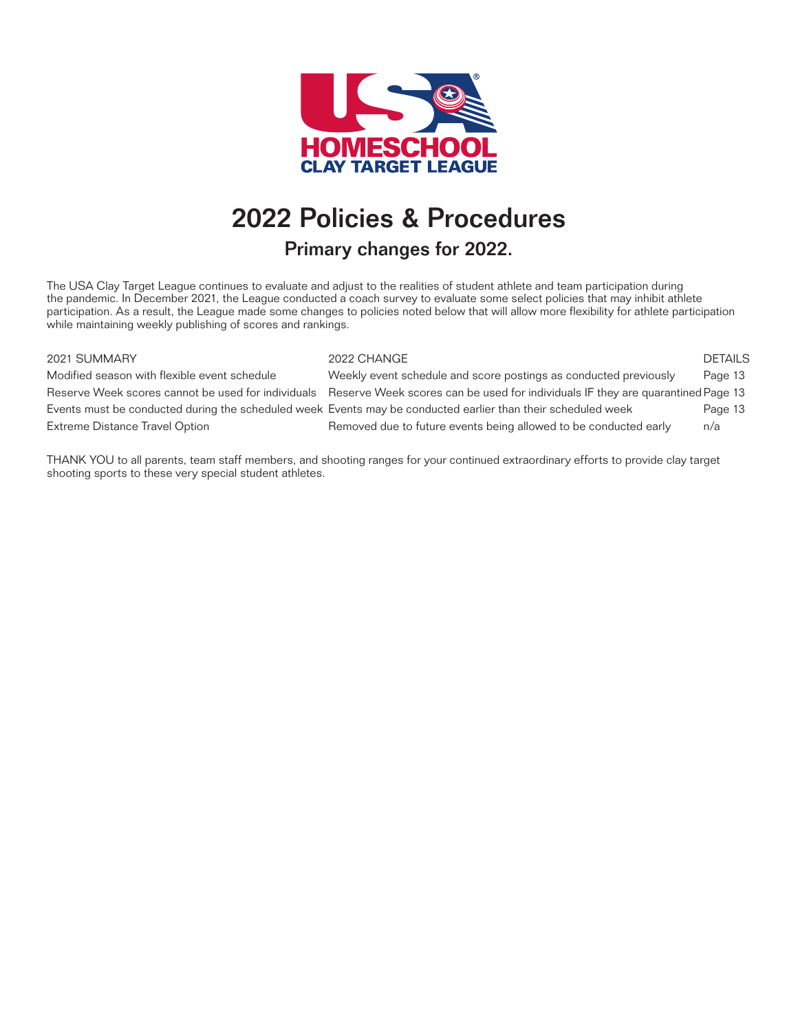USA HOMESCHOOL CLAY TARGET LEAGUE

# 2022 Policies & Procedures

## Primary changes for 2022.

The USA Clay Target League continues to evaluate and adjust to the realities of student athlete and team participation during the pandemic. In December 2021, the League conducted a coach survey to evaluate some select policies that may inhibit athlete participation. As a result, the League made some changes to policies noted below that will allow more flexibility for athlete participation while maintaining weekly publishing of scores and rankings.

| 2021 SUMMARY | 2022 CHANGE | DETAILS |
|---|---|---|
| Modified season with flexible event schedule | Weekly event schedule and score postings as conducted previously | Page 13 |
| Reserve Week scores cannot be used for individuals | Reserve Week scores can be used for individuals IF they are quarantined | Page 13 |
| Events must be conducted during the scheduled week | Events may be conducted earlier than their scheduled week | Page 13 |
| Extreme Distance Travel Option | Removed due to future events being allowed to be conducted early | n/a |

THANK YOU to all parents, team staff members, and shooting ranges for your continued extraordinary efforts to provide clay target shooting sports to these very special student athletes.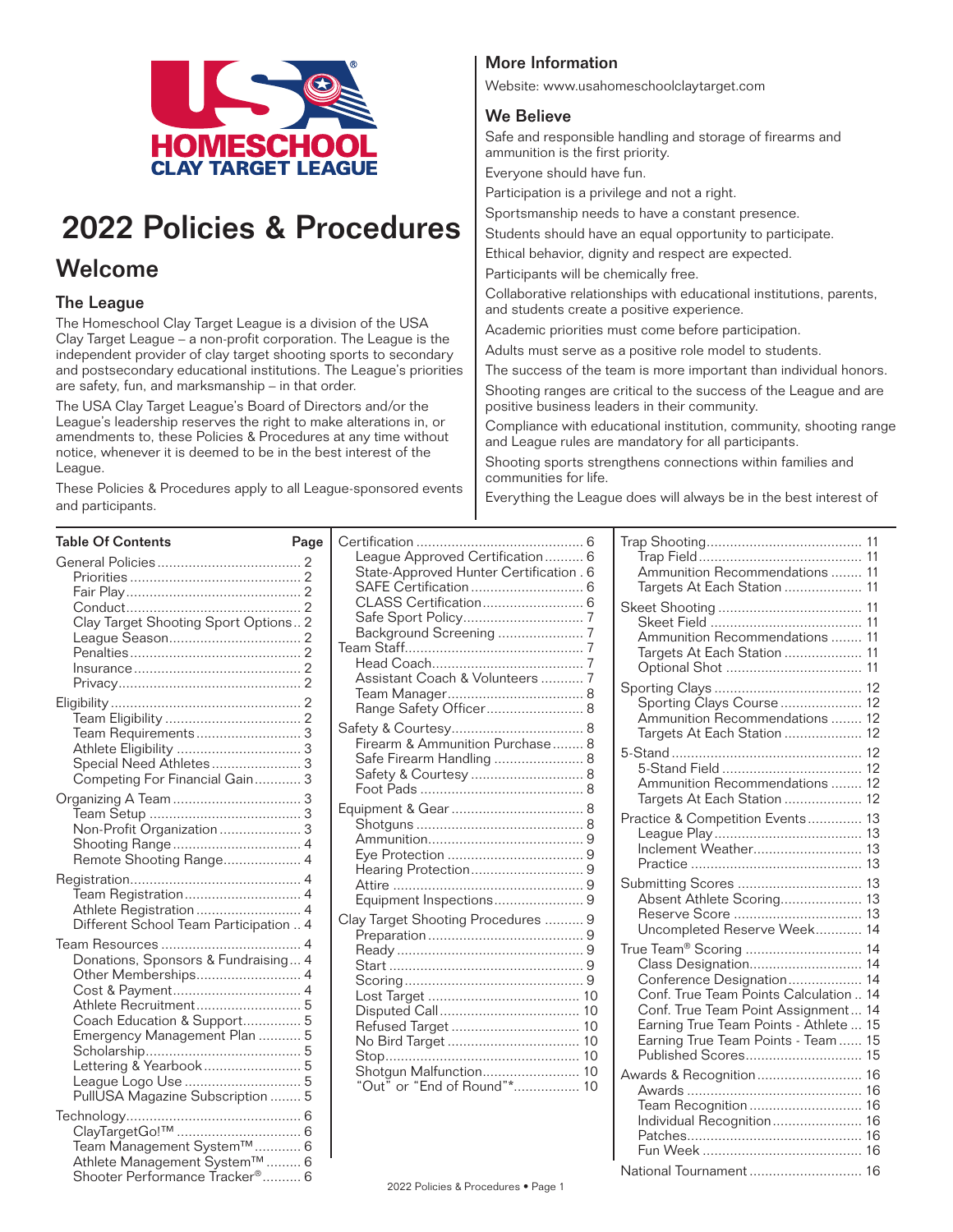# 2022 Policies & Procedures

## Welcome

### The League

The Homeschool Clay Target League is a division of the USA Clay Target League – a non-profit corporation. The League is the independent provider of clay target shooting sports to secondary and postsecondary educational institutions. The League's priorities are safety, fun, and marksmanship – in that order.

The USA Clay Target League's Board of Directors and/or the League's leadership reserves the right to make alterations in, or amendments to, these Policies & Procedures at any time without notice, whenever it is deemed to be in the best interest of the League.

These Policies & Procedures apply to all League-sponsored events and participants.

### More Information

Website: www.usahomeschoolclaytarget.com

### We Believe

Safe and responsible handling and storage of firearms and ammunition is the first priority.

Everyone should have fun.

Participation is a privilege and not a right.

Sportsmanship needs to have a constant presence.

Students should have an equal opportunity to participate.

Ethical behavior, dignity and respect are expected.

Participants will be chemically free.

Collaborative relationships with educational institutions, parents, and students create a positive experience.

Academic priorities must come before participation.

Adults must serve as a positive role model to students.

The success of the team is more important than individual honors.

Shooting ranges are critical to the success of the League and are positive business leaders in their community.

Compliance with educational institution, community, shooting range and League rules are mandatory for all participants.

Shooting sports strengthens connections within families and communities for life.

Everything the League does will always be in the best interest of

## Table Of Contents

| Section | Page |
|---|---|
| **General Policies** | 2 |
| Priorities | 2 |
| Fair Play | 2 |
| Conduct | 2 |
| Clay Target Shooting Sport Options | 2 |
| League Season | 2 |
| Penalties | 2 |
| Insurance | 2 |
| Privacy | 2 |
| **Eligibility** | 2 |
| Team Eligibility | 2 |
| Team Requirements | 3 |
| Athlete Eligibility | 3 |
| Special Need Athletes | 3 |
| Competing For Financial Gain | 3 |
| **Organizing A Team** | 3 |
| Team Setup | 3 |
| Non-Profit Organization | 3 |
| Shooting Range | 4 |
| Remote Shooting Range | 4 |
| **Registration** | 4 |
| Team Registration | 4 |
| Athlete Registration | 4 |
| Different School Team Participation | 4 |
| **Team Resources** | 4 |
| Donations, Sponsors & Fundraising | 4 |
| Other Memberships | 4 |
| Cost & Payment | 4 |
| Athlete Recruitment | 5 |
| Coach Education & Support | 5 |
| Emergency Management Plan | 5 |
| Scholarship | 5 |
| Lettering & Yearbook | 5 |
| League Logo Use | 5 |
| PullUSA Magazine Subscription | 5 |
| **Technology** | 6 |
| ClayTargetGo!™ | 6 |
| Team Management System™ | 6 |
| Athlete Management System™ | 6 |
| Shooter Performance Tracker® | 6 |
| **Certification** | 6 |
| League Approved Certification | 6 |
| State-Approved Hunter Certification | 6 |
| SAFE Certification | 6 |
| CLASS Certification | 6 |
| Safe Sport Policy | 7 |
| Background Screening | 7 |
| **Team Staff** | 7 |
| Head Coach | 7 |
| Assistant Coach & Volunteers | 7 |
| Team Manager | 8 |
| Range Safety Officer | 8 |
| **Safety & Courtesy** | 8 |
| Firearm & Ammunition Purchase | 8 |
| Safe Firearm Handling | 8 |
| Safety & Courtesy | 8 |
| Foot Pads | 8 |
| **Equipment & Gear** | 8 |
| Shotguns | 8 |
| Ammunition | 9 |
| Eye Protection | 9 |
| Hearing Protection | 9 |
| Attire | 9 |
| Equipment Inspections | 9 |
| **Clay Target Shooting Procedures** | 9 |
| Preparation | 9 |
| Ready | 9 |
| Start | 9 |
| Scoring | 9 |
| Lost Target | 10 |
| Disputed Call | 10 |
| Refused Target | 10 |
| No Bird Target | 10 |
| Stop | 10 |
| Shotgun Malfunction | 10 |
| "Out" or "End of Round"* | 10 |
| **Trap Shooting** | 11 |
| Trap Field | 11 |
| Ammunition Recommendations | 11 |
| Targets At Each Station | 11 |
| **Skeet Shooting** | 11 |
| Skeet Field | 11 |
| Ammunition Recommendations | 11 |
| Targets At Each Station | 11 |
| Optional Shot | 11 |
| **Sporting Clays** | 12 |
| Sporting Clays Course | 12 |
| Ammunition Recommendations | 12 |
| Targets At Each Station | 12 |
| **5-Stand** | 12 |
| 5-Stand Field | 12 |
| Ammunition Recommendations | 12 |
| Targets At Each Station | 12 |
| **Practice & Competition Events** | 13 |
| League Play | 13 |
| Inclement Weather | 13 |
| Practice | 13 |
| **Submitting Scores** | 13 |
| Absent Athlete Scoring | 13 |
| Reserve Score | 13 |
| Uncompleted Reserve Week | 14 |
| **True Team® Scoring** | 14 |
| Class Designation | 14 |
| Conference Designation | 14 |
| Conf. True Team Points Calculation | 14 |
| Conf. True Team Point Assignment | 14 |
| Earning True Team Points - Athlete | 15 |
| Earning True Team Points - Team | 15 |
| Published Scores | 15 |
| **Awards & Recognition** | 16 |
| Awards | 16 |
| Team Recognition | 16 |
| Individual Recognition | 16 |
| Patches | 16 |
| Fun Week | 16 |
| **National Tournament** | 16 |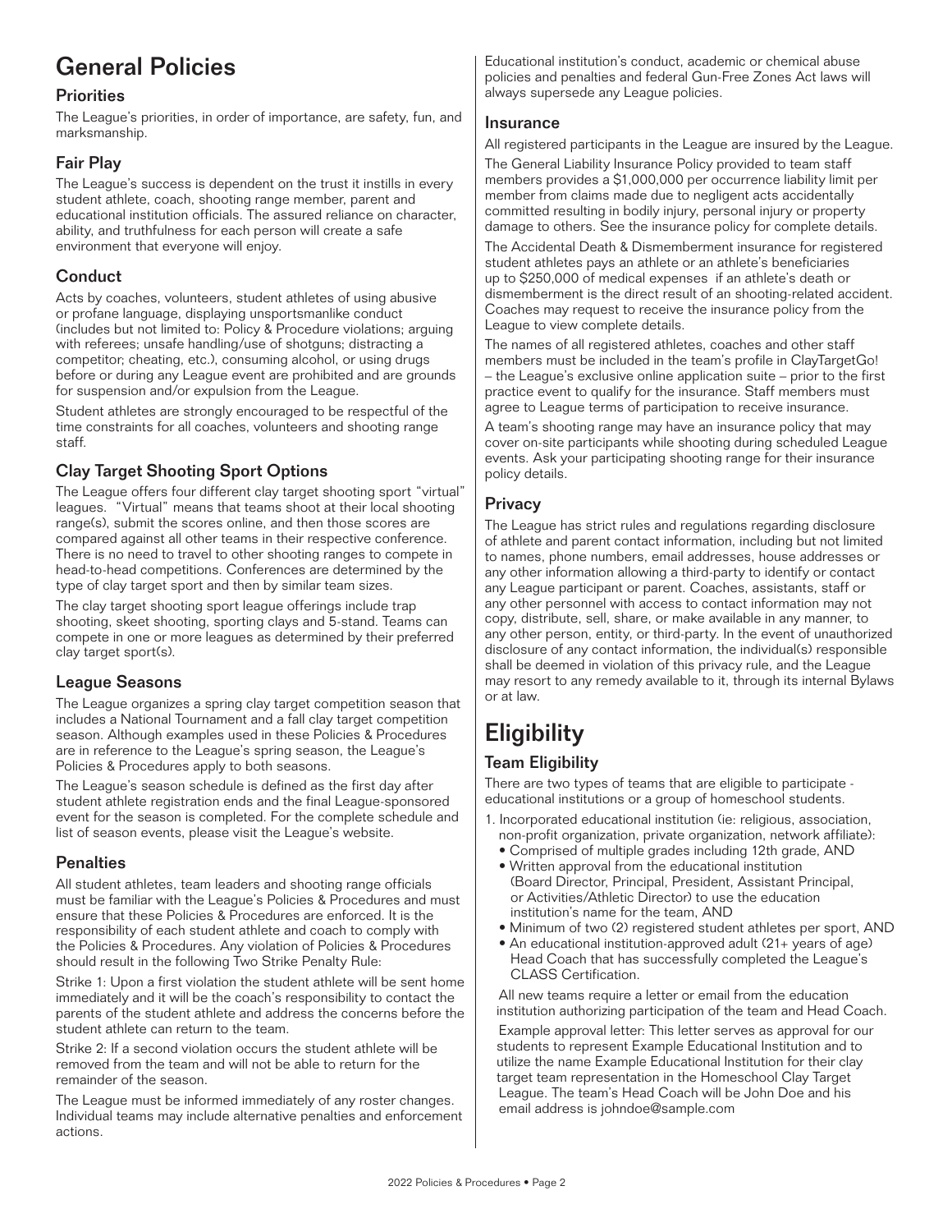# General Policies

## Priorities

The League's priorities, in order of importance, are safety, fun, and marksmanship.

## Fair Play

The League's success is dependent on the trust it instills in every student athlete, coach, shooting range member, parent and educational institution officials. The assured reliance on character, ability, and truthfulness for each person will create a safe environment that everyone will enjoy.

## Conduct

Acts by coaches, volunteers, student athletes of using abusive or profane language, displaying unsportsmanlike conduct (includes but not limited to: Policy & Procedure violations; arguing with referees; unsafe handling/use of shotguns; distracting a competitor; cheating, etc.), consuming alcohol, or using drugs before or during any League event are prohibited and are grounds for suspension and/or expulsion from the League.

Student athletes are strongly encouraged to be respectful of the time constraints for all coaches, volunteers and shooting range staff.

## Clay Target Shooting Sport Options

The League offers four different clay target shooting sport "virtual" leagues. "Virtual" means that teams shoot at their local shooting range(s), submit the scores online, and then those scores are compared against all other teams in their respective conference. There is no need to travel to other shooting ranges to compete in head-to-head competitions. Conferences are determined by the type of clay target sport and then by similar team sizes.

The clay target shooting sport league offerings include trap shooting, skeet shooting, sporting clays and 5-stand. Teams can compete in one or more leagues as determined by their preferred clay target sport(s).

## League Seasons

The League organizes a spring clay target competition season that includes a National Tournament and a fall clay target competition season. Although examples used in these Policies & Procedures are in reference to the League's spring season, the League's Policies & Procedures apply to both seasons.

The League's season schedule is defined as the first day after student athlete registration ends and the final League-sponsored event for the season is completed. For the complete schedule and list of season events, please visit the League's website.

## Penalties

All student athletes, team leaders and shooting range officials must be familiar with the League's Policies & Procedures and must ensure that these Policies & Procedures are enforced. It is the responsibility of each student athlete and coach to comply with the Policies & Procedures. Any violation of Policies & Procedures should result in the following Two Strike Penalty Rule:

Strike 1: Upon a first violation the student athlete will be sent home immediately and it will be the coach's responsibility to contact the parents of the student athlete and address the concerns before the student athlete can return to the team.

Strike 2: If a second violation occurs the student athlete will be removed from the team and will not be able to return for the remainder of the season.

The League must be informed immediately of any roster changes. Individual teams may include alternative penalties and enforcement actions.

Educational institution's conduct, academic or chemical abuse policies and penalties and federal Gun-Free Zones Act laws will always supersede any League policies.

## Insurance

All registered participants in the League are insured by the League.

The General Liability Insurance Policy provided to team staff members provides a $1,000,000 per occurrence liability limit per member from claims made due to negligent acts accidentally committed resulting in bodily injury, personal injury or property damage to others. See the insurance policy for complete details.

The Accidental Death & Dismemberment insurance for registered student athletes pays an athlete or an athlete's beneficiaries up to $250,000 of medical expenses if an athlete's death or dismemberment is the direct result of an shooting-related accident. Coaches may request to receive the insurance policy from the League to view complete details.

The names of all registered athletes, coaches and other staff members must be included in the team's profile in ClayTargetGo! – the League's exclusive online application suite – prior to the first practice event to qualify for the insurance. Staff members must agree to League terms of participation to receive insurance.

A team's shooting range may have an insurance policy that may cover on-site participants while shooting during scheduled League events. Ask your participating shooting range for their insurance policy details.

## Privacy

The League has strict rules and regulations regarding disclosure of athlete and parent contact information, including but not limited to names, phone numbers, email addresses, house addresses or any other information allowing a third-party to identify or contact any League participant or parent. Coaches, assistants, staff or any other personnel with access to contact information may not copy, distribute, sell, share, or make available in any manner, to any other person, entity, or third-party. In the event of unauthorized disclosure of any contact information, the individual(s) responsible shall be deemed in violation of this privacy rule, and the League may resort to any remedy available to it, through its internal Bylaws or at law.

# Eligibility

## Team Eligibility

There are two types of teams that are eligible to participate - educational institutions or a group of homeschool students.

1. Incorporated educational institution (ie: religious, association, non-profit organization, private organization, network affiliate):
   - Comprised of multiple grades including 12th grade, AND
   - Written approval from the educational institution (Board Director, Principal, President, Assistant Principal, or Activities/Athletic Director) to use the education institution's name for the team, AND
   - Minimum of two (2) registered student athletes per sport, AND
   - An educational institution-approved adult (21+ years of age) Head Coach that has successfully completed the League's CLASS Certification.

   All new teams require a letter or email from the education institution authorizing participation of the team and Head Coach.

   Example approval letter: This letter serves as approval for our students to represent Example Educational Institution and to utilize the name Example Educational Institution for their clay target team representation in the Homeschool Clay Target League. The team's Head Coach will be John Doe and his email address is johndoe@sample.com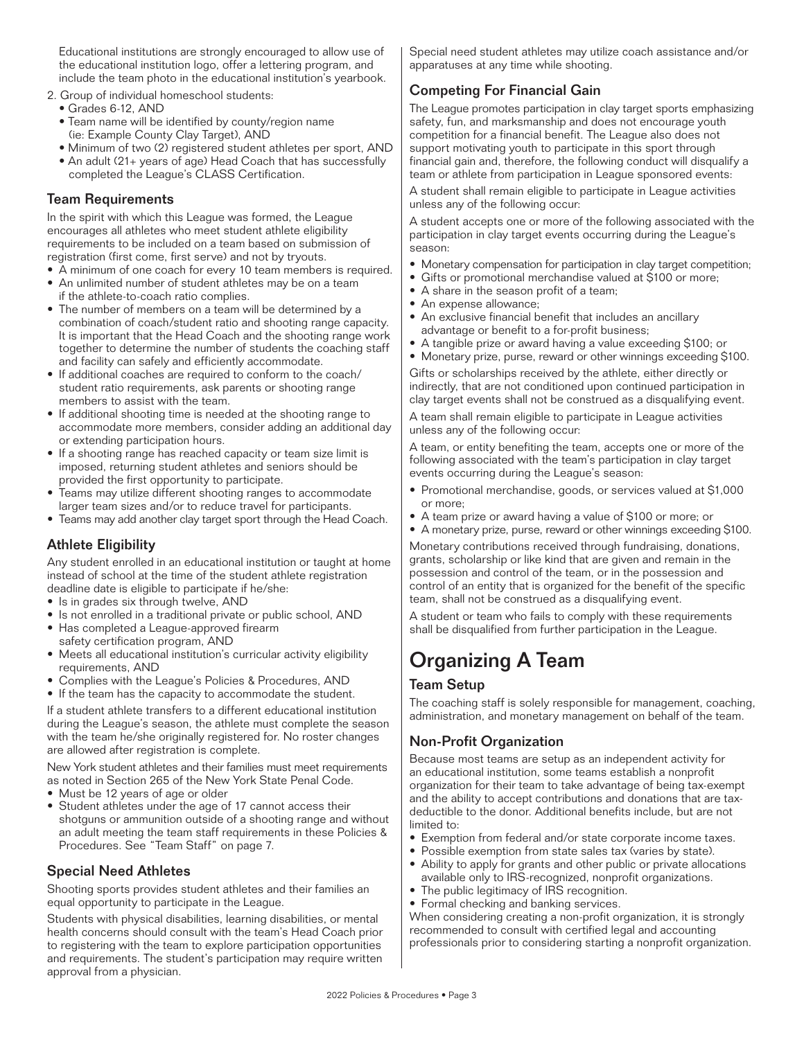Educational institutions are strongly encouraged to allow use of the educational institution logo, offer a lettering program, and include the team photo in the educational institution's yearbook.

2. Group of individual homeschool students:
   - Grades 6-12, AND
   - Team name will be identified by county/region name (ie: Example County Clay Target), AND
   - Minimum of two (2) registered student athletes per sport, AND
   - An adult (21+ years of age) Head Coach that has successfully completed the League's CLASS Certification.

### Team Requirements

In the spirit with which this League was formed, the League encourages all athletes who meet student athlete eligibility requirements to be included on a team based on submission of registration (first come, first serve) and not by tryouts.

- A minimum of one coach for every 10 team members is required.
- An unlimited number of student athletes may be on a team if the athlete-to-coach ratio complies.
- The number of members on a team will be determined by a combination of coach/student ratio and shooting range capacity. It is important that the Head Coach and the shooting range work together to determine the number of students the coaching staff and facility can safely and efficiently accommodate.
- If additional coaches are required to conform to the coach/student ratio requirements, ask parents or shooting range members to assist with the team.
- If additional shooting time is needed at the shooting range to accommodate more members, consider adding an additional day or extending participation hours.
- If a shooting range has reached capacity or team size limit is imposed, returning student athletes and seniors should be provided the first opportunity to participate.
- Teams may utilize different shooting ranges to accommodate larger team sizes and/or to reduce travel for participants.
- Teams may add another clay target sport through the Head Coach.

### Athlete Eligibility

Any student enrolled in an educational institution or taught at home instead of school at the time of the student athlete registration deadline date is eligible to participate if he/she:

- Is in grades six through twelve, AND
- Is not enrolled in a traditional private or public school, AND
- Has completed a League-approved firearm safety certification program, AND
- Meets all educational institution's curricular activity eligibility requirements, AND
- Complies with the League's Policies & Procedures, AND
- If the team has the capacity to accommodate the student.

If a student athlete transfers to a different educational institution during the League's season, the athlete must complete the season with the team he/she originally registered for. No roster changes are allowed after registration is complete.

New York student athletes and their families must meet requirements as noted in Section 265 of the New York State Penal Code.

- Must be 12 years of age or older
- Student athletes under the age of 17 cannot access their shotguns or ammunition outside of a shooting range and without an adult meeting the team staff requirements in these Policies & Procedures. See "Team Staff" on page 7.

### Special Need Athletes

Shooting sports provides student athletes and their families an equal opportunity to participate in the League.

Students with physical disabilities, learning disabilities, or mental health concerns should consult with the team's Head Coach prior to registering with the team to explore participation opportunities and requirements. The student's participation may require written approval from a physician.

Special need student athletes may utilize coach assistance and/or apparatuses at any time while shooting.

### Competing For Financial Gain

The League promotes participation in clay target sports emphasizing safety, fun, and marksmanship and does not encourage youth competition for a financial benefit. The League also does not support motivating youth to participate in this sport through financial gain and, therefore, the following conduct will disqualify a team or athlete from participation in League sponsored events:

A student shall remain eligible to participate in League activities unless any of the following occur:

A student accepts one or more of the following associated with the participation in clay target events occurring during the League's season:

- Monetary compensation for participation in clay target competition;
- Gifts or promotional merchandise valued at $100 or more;
- A share in the season profit of a team;
- An expense allowance;
- An exclusive financial benefit that includes an ancillary advantage or benefit to a for-profit business;
- A tangible prize or award having a value exceeding $100; or
- Monetary prize, purse, reward or other winnings exceeding $100.

Gifts or scholarships received by the athlete, either directly or indirectly, that are not conditioned upon continued participation in clay target events shall not be construed as a disqualifying event.

A team shall remain eligible to participate in League activities unless any of the following occur:

A team, or entity benefiting the team, accepts one or more of the following associated with the team's participation in clay target events occurring during the League's season:

- Promotional merchandise, goods, or services valued at $1,000 or more;
- A team prize or award having a value of $100 or more; or
- A monetary prize, purse, reward or other winnings exceeding $100.

Monetary contributions received through fundraising, donations, grants, scholarship or like kind that are given and remain in the possession and control of the team, or in the possession and control of an entity that is organized for the benefit of the specific team, shall not be construed as a disqualifying event.

A student or team who fails to comply with these requirements shall be disqualified from further participation in the League.

# Organizing A Team

### Team Setup

The coaching staff is solely responsible for management, coaching, administration, and monetary management on behalf of the team.

### Non-Profit Organization

Because most teams are setup as an independent activity for an educational institution, some teams establish a nonprofit organization for their team to take advantage of being tax-exempt and the ability to accept contributions and donations that are tax-deductible to the donor. Additional benefits include, but are not limited to:

- Exemption from federal and/or state corporate income taxes.
- Possible exemption from state sales tax (varies by state).
- Ability to apply for grants and other public or private allocations available only to IRS-recognized, nonprofit organizations.
- The public legitimacy of IRS recognition.
- Formal checking and banking services.

When considering creating a non-profit organization, it is strongly recommended to consult with certified legal and accounting professionals prior to considering starting a nonprofit organization.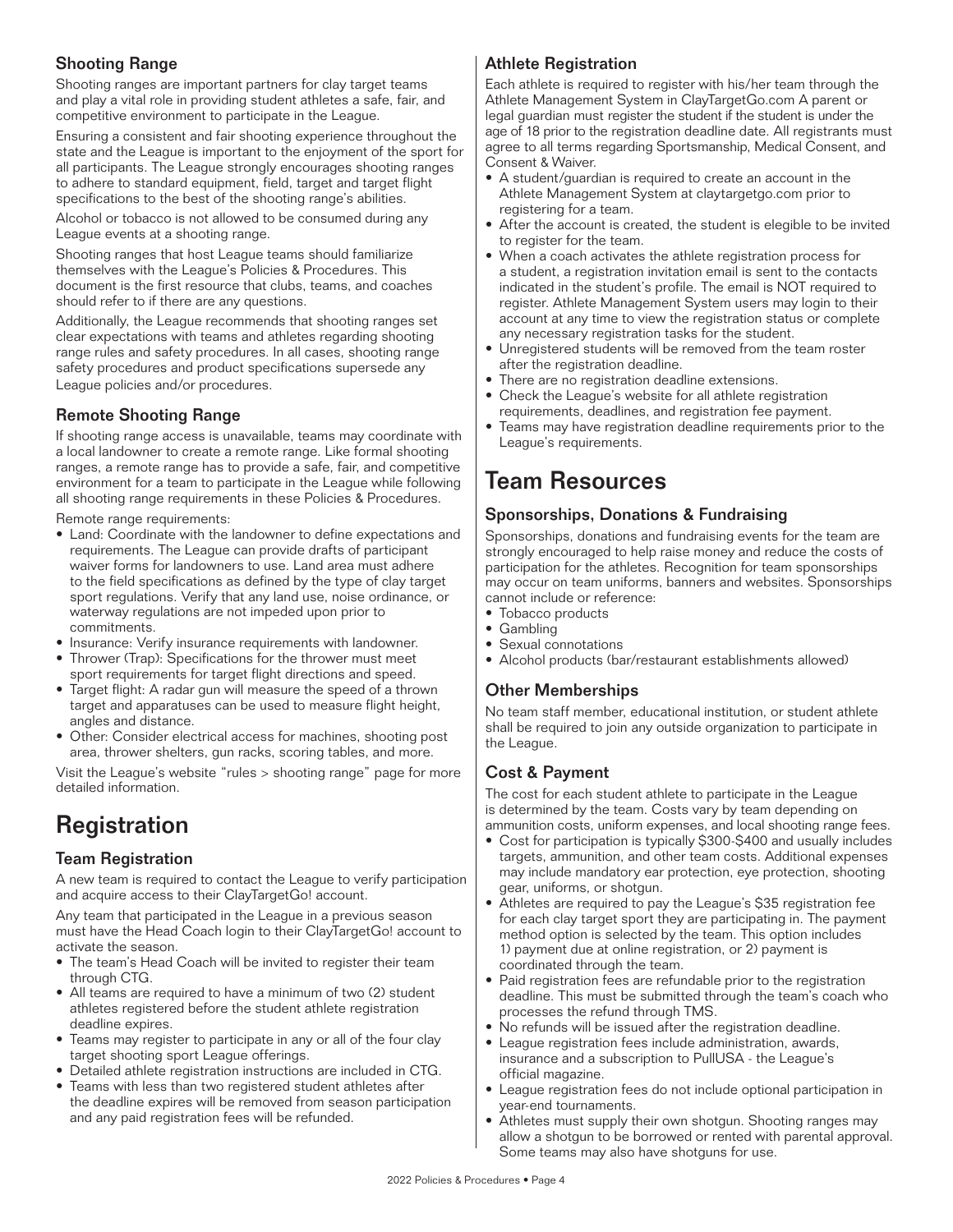### Shooting Range

Shooting ranges are important partners for clay target teams and play a vital role in providing student athletes a safe, fair, and competitive environment to participate in the League.

Ensuring a consistent and fair shooting experience throughout the state and the League is important to the enjoyment of the sport for all participants. The League strongly encourages shooting ranges to adhere to standard equipment, field, target and target flight specifications to the best of the shooting range's abilities.

Alcohol or tobacco is not allowed to be consumed during any League events at a shooting range.

Shooting ranges that host League teams should familiarize themselves with the League's Policies & Procedures. This document is the first resource that clubs, teams, and coaches should refer to if there are any questions.

Additionally, the League recommends that shooting ranges set clear expectations with teams and athletes regarding shooting range rules and safety procedures. In all cases, shooting range safety procedures and product specifications supersede any League policies and/or procedures.

### Remote Shooting Range

If shooting range access is unavailable, teams may coordinate with a local landowner to create a remote range. Like formal shooting ranges, a remote range has to provide a safe, fair, and competitive environment for a team to participate in the League while following all shooting range requirements in these Policies & Procedures.

Remote range requirements:

- Land: Coordinate with the landowner to define expectations and requirements. The League can provide drafts of participant waiver forms for landowners to use. Land area must adhere to the field specifications as defined by the type of clay target sport regulations. Verify that any land use, noise ordinance, or waterway regulations are not impeded upon prior to commitments.
- Insurance: Verify insurance requirements with landowner.
- Thrower (Trap): Specifications for the thrower must meet sport requirements for target flight directions and speed.
- Target flight: A radar gun will measure the speed of a thrown target and apparatuses can be used to measure flight height, angles and distance.
- Other: Consider electrical access for machines, shooting post area, thrower shelters, gun racks, scoring tables, and more.

Visit the League's website "rules > shooting range" page for more detailed information.

## Registration

### Team Registration

A new team is required to contact the League to verify participation and acquire access to their ClayTargetGo! account.

Any team that participated in the League in a previous season must have the Head Coach login to their ClayTargetGo! account to activate the season.

- The team's Head Coach will be invited to register their team through CTG.
- All teams are required to have a minimum of two (2) student athletes registered before the student athlete registration deadline expires.
- Teams may register to participate in any or all of the four clay target shooting sport League offerings.
- Detailed athlete registration instructions are included in CTG.
- Teams with less than two registered student athletes after the deadline expires will be removed from season participation and any paid registration fees will be refunded.

### Athlete Registration

Each athlete is required to register with his/her team through the Athlete Management System in ClayTargetGo.com A parent or legal guardian must register the student if the student is under the age of 18 prior to the registration deadline date. All registrants must agree to all terms regarding Sportsmanship, Medical Consent, and Consent & Waiver.

- A student/guardian is required to create an account in the Athlete Management System at claytargetgo.com prior to registering for a team.
- After the account is created, the student is elegible to be invited to register for the team.
- When a coach activates the athlete registration process for a student, a registration invitation email is sent to the contacts indicated in the student's profile. The email is NOT required to register. Athlete Management System users may login to their account at any time to view the registration status or complete any necessary registration tasks for the student.
- Unregistered students will be removed from the team roster after the registration deadline.
- There are no registration deadline extensions.
- Check the League's website for all athlete registration requirements, deadlines, and registration fee payment.
- Teams may have registration deadline requirements prior to the League's requirements.

## Team Resources

### Sponsorships, Donations & Fundraising

Sponsorships, donations and fundraising events for the team are strongly encouraged to help raise money and reduce the costs of participation for the athletes. Recognition for team sponsorships may occur on team uniforms, banners and websites. Sponsorships cannot include or reference:

- Tobacco products
- Gambling
- Sexual connotations
- Alcohol products (bar/restaurant establishments allowed)

### Other Memberships

No team staff member, educational institution, or student athlete shall be required to join any outside organization to participate in the League.

### Cost & Payment

The cost for each student athlete to participate in the League is determined by the team. Costs vary by team depending on ammunition costs, uniform expenses, and local shooting range fees.

- Cost for participation is typically $300-$400 and usually includes targets, ammunition, and other team costs. Additional expenses may include mandatory ear protection, eye protection, shooting gear, uniforms, or shotgun.
- Athletes are required to pay the League's $35 registration fee for each clay target sport they are participating in. The payment method option is selected by the team. This option includes 1) payment due at online registration, or 2) payment is coordinated through the team.
- Paid registration fees are refundable prior to the registration deadline. This must be submitted through the team's coach who processes the refund through TMS.
- No refunds will be issued after the registration deadline.
- League registration fees include administration, awards, insurance and a subscription to PullUSA - the League's official magazine.
- League registration fees do not include optional participation in year-end tournaments.
- Athletes must supply their own shotgun. Shooting ranges may allow a shotgun to be borrowed or rented with parental approval. Some teams may also have shotguns for use.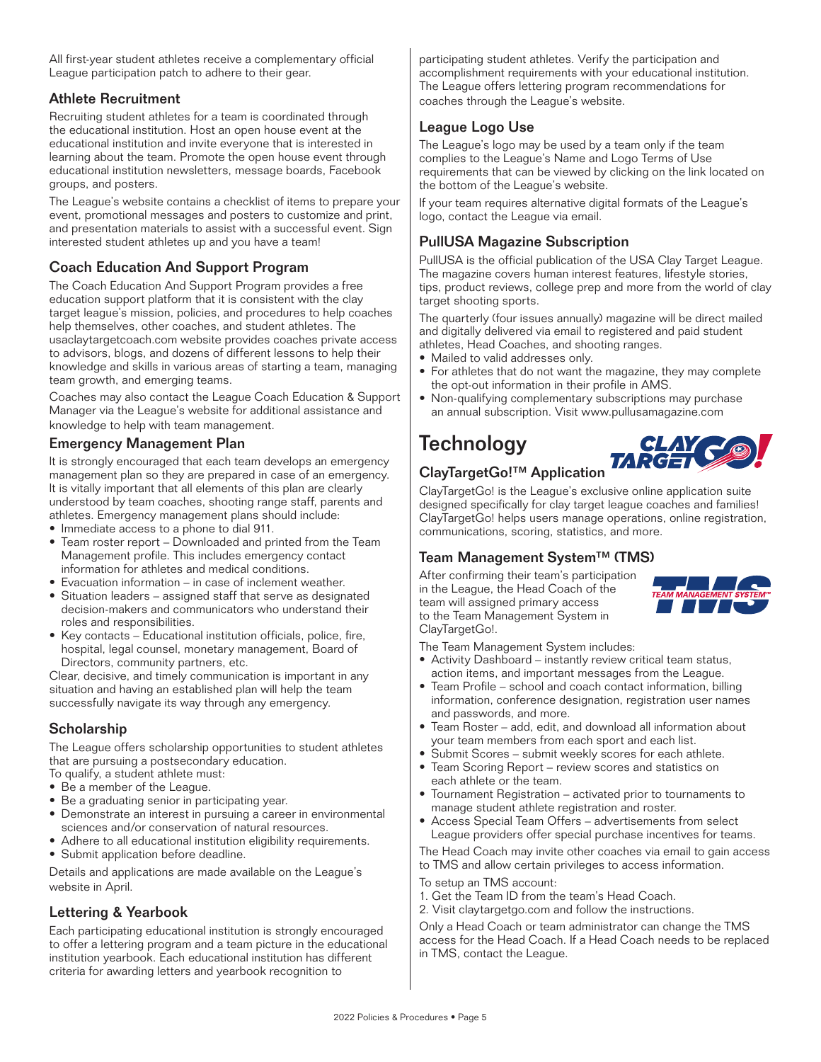All first-year student athletes receive a complementary official League participation patch to adhere to their gear.

### Athlete Recruitment

Recruiting student athletes for a team is coordinated through the educational institution. Host an open house event at the educational institution and invite everyone that is interested in learning about the team. Promote the open house event through educational institution newsletters, message boards, Facebook groups, and posters.

The League's website contains a checklist of items to prepare your event, promotional messages and posters to customize and print, and presentation materials to assist with a successful event. Sign interested student athletes up and you have a team!

### Coach Education And Support Program

The Coach Education And Support Program provides a free education support platform that it is consistent with the clay target league's mission, policies, and procedures to help coaches help themselves, other coaches, and student athletes. The usaclaytargetcoach.com website provides coaches private access to advisors, blogs, and dozens of different lessons to help their knowledge and skills in various areas of starting a team, managing team growth, and emerging teams.

Coaches may also contact the League Coach Education & Support Manager via the League's website for additional assistance and knowledge to help with team management.

### Emergency Management Plan

It is strongly encouraged that each team develops an emergency management plan so they are prepared in case of an emergency. It is vitally important that all elements of this plan are clearly understood by team coaches, shooting range staff, parents and athletes. Emergency management plans should include:

- Immediate access to a phone to dial 911.
- Team roster report – Downloaded and printed from the Team Management profile. This includes emergency contact information for athletes and medical conditions.
- Evacuation information – in case of inclement weather.
- Situation leaders – assigned staff that serve as designated decision-makers and communicators who understand their roles and responsibilities.
- Key contacts – Educational institution officials, police, fire, hospital, legal counsel, monetary management, Board of Directors, community partners, etc.

Clear, decisive, and timely communication is important in any situation and having an established plan will help the team successfully navigate its way through any emergency.

### Scholarship

The League offers scholarship opportunities to student athletes that are pursuing a postsecondary education.
To qualify, a student athlete must:

- Be a member of the League.
- Be a graduating senior in participating year.
- Demonstrate an interest in pursuing a career in environmental sciences and/or conservation of natural resources.
- Adhere to all educational institution eligibility requirements.
- Submit application before deadline.

Details and applications are made available on the League's website in April.

### Lettering & Yearbook

Each participating educational institution is strongly encouraged to offer a lettering program and a team picture in the educational institution yearbook. Each educational institution has different criteria for awarding letters and yearbook recognition to participating student athletes. Verify the participation and accomplishment requirements with your educational institution. The League offers lettering program recommendations for coaches through the League's website.

### League Logo Use

The League's logo may be used by a team only if the team complies to the League's Name and Logo Terms of Use requirements that can be viewed by clicking on the link located on the bottom of the League's website.

If your team requires alternative digital formats of the League's logo, contact the League via email.

### PullUSA Magazine Subscription

PullUSA is the official publication of the USA Clay Target League. The magazine covers human interest features, lifestyle stories, tips, product reviews, college prep and more from the world of clay target shooting sports.

The quarterly (four issues annually) magazine will be direct mailed and digitally delivered via email to registered and paid student athletes, Head Coaches, and shooting ranges.

- Mailed to valid addresses only.
- For athletes that do not want the magazine, they may complete the opt-out information in their profile in AMS.
- Non-qualifying complementary subscriptions may purchase an annual subscription. Visit www.pullusamagazine.com

## Technology

### ClayTargetGo!™ Application

ClayTargetGo! is the League's exclusive online application suite designed specifically for clay target league coaches and families! ClayTargetGo! helps users manage operations, online registration, communications, scoring, statistics, and more.

### Team Management System™ (TMS)

After confirming their team's participation in the League, the Head Coach of the team will assigned primary access to the Team Management System in ClayTargetGo!.

The Team Management System includes:

- Activity Dashboard – instantly review critical team status, action items, and important messages from the League.
- Team Profile – school and coach contact information, billing information, conference designation, registration user names and passwords, and more.
- Team Roster – add, edit, and download all information about your team members from each sport and each list.
- Submit Scores – submit weekly scores for each athlete.
- Team Scoring Report – review scores and statistics on each athlete or the team.
- Tournament Registration – activated prior to tournaments to manage student athlete registration and roster.
- Access Special Team Offers – advertisements from select League providers offer special purchase incentives for teams.

The Head Coach may invite other coaches via email to gain access to TMS and allow certain privileges to access information.

To setup an TMS account:

1. Get the Team ID from the team's Head Coach.
2. Visit claytargetgo.com and follow the instructions.

Only a Head Coach or team administrator can change the TMS access for the Head Coach. If a Head Coach needs to be replaced in TMS, contact the League.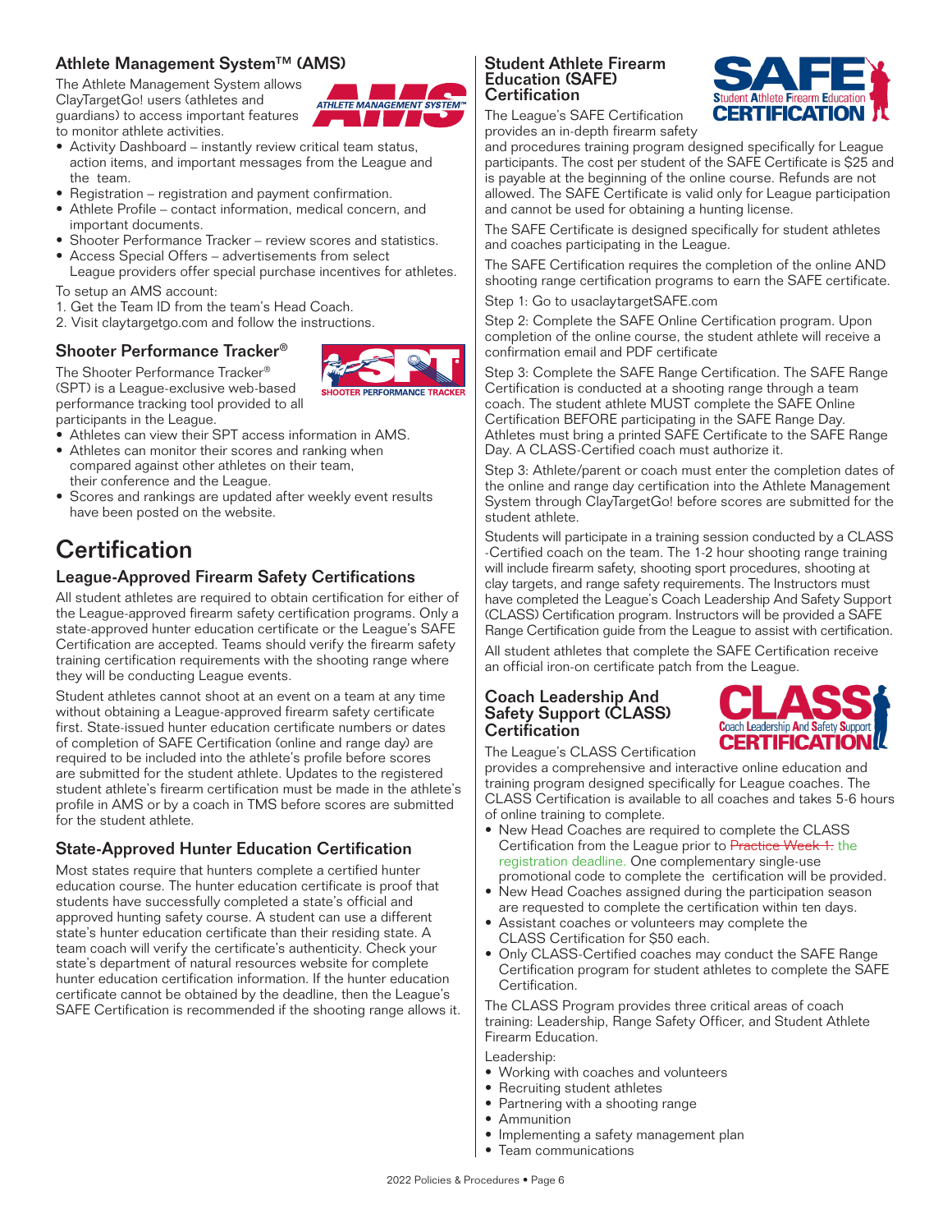## Athlete Management System™ (AMS)

The Athlete Management System allows ClayTargetGo! users (athletes and guardians) to access important features to monitor athlete activities.

- Activity Dashboard – instantly review critical team status, action items, and important messages from the League and the team.
- Registration – registration and payment confirmation.
- Athlete Profile – contact information, medical concern, and important documents.
- Shooter Performance Tracker – review scores and statistics.
- Access Special Offers – advertisements from select League providers offer special purchase incentives for athletes.

To setup an AMS account:

1. Get the Team ID from the team's Head Coach.
2. Visit claytargetgo.com and follow the instructions.

## Shooter Performance Tracker®

The Shooter Performance Tracker® (SPT) is a League-exclusive web-based performance tracking tool provided to all participants in the League.

- Athletes can view their SPT access information in AMS.
- Athletes can monitor their scores and ranking when compared against other athletes on their team, their conference and the League.
- Scores and rankings are updated after weekly event results have been posted on the website.

# Certification

## League-Approved Firearm Safety Certifications

All student athletes are required to obtain certification for either of the League-approved firearm safety certification programs. Only a state-approved hunter education certificate or the League's SAFE Certification are accepted. Teams should verify the firearm safety training certification requirements with the shooting range where they will be conducting League events.

Student athletes cannot shoot at an event on a team at any time without obtaining a League-approved firearm safety certificate first. State-issued hunter education certificate numbers or dates of completion of SAFE Certification (online and range day) are required to be included into the athlete's profile before scores are submitted for the student athlete. Updates to the registered student athlete's firearm certification must be made in the athlete's profile in AMS or by a coach in TMS before scores are submitted for the student athlete.

## State-Approved Hunter Education Certification

Most states require that hunters complete a certified hunter education course. The hunter education certificate is proof that students have successfully completed a state's official and approved hunting safety course. A student can use a different state's hunter education certificate than their residing state. A team coach will verify the certificate's authenticity. Check your state's department of natural resources website for complete hunter education certification information. If the hunter education certificate cannot be obtained by the deadline, then the League's SAFE Certification is recommended if the shooting range allows it.

## Student Athlete Firearm Education (SAFE) Certification

The League's SAFE Certification provides an in-depth firearm safety and procedures training program designed specifically for League participants. The cost per student of the SAFE Certificate is $25 and is payable at the beginning of the online course. Refunds are not allowed. The SAFE Certificate is valid only for League participation and cannot be used for obtaining a hunting license.

The SAFE Certificate is designed specifically for student athletes and coaches participating in the League.

The SAFE Certification requires the completion of the online AND shooting range certification programs to earn the SAFE certificate.

Step 1: Go to usaclaytargetSAFE.com

Step 2: Complete the SAFE Online Certification program. Upon completion of the online course, the student athlete will receive a confirmation email and PDF certificate

Step 3: Complete the SAFE Range Certification. The SAFE Range Certification is conducted at a shooting range through a team coach. The student athlete MUST complete the SAFE Online Certification BEFORE participating in the SAFE Range Day. Athletes must bring a printed SAFE Certificate to the SAFE Range Day. A CLASS-Certified coach must authorize it.

Step 3: Athlete/parent or coach must enter the completion dates of the online and range day certification into the Athlete Management System through ClayTargetGo! before scores are submitted for the student athlete.

Students will participate in a training session conducted by a CLASS -Certified coach on the team. The 1-2 hour shooting range training will include firearm safety, shooting sport procedures, shooting at clay targets, and range safety requirements. The Instructors must have completed the League's Coach Leadership And Safety Support (CLASS) Certification program. Instructors will be provided a SAFE Range Certification guide from the League to assist with certification.

All student athletes that complete the SAFE Certification receive an official iron-on certificate patch from the League.

## Coach Leadership And Safety Support (CLASS) Certification

The League's CLASS Certification provides a comprehensive and interactive online education and training program designed specifically for League coaches. The CLASS Certification is available to all coaches and takes 5-6 hours of online training to complete.

- New Head Coaches are required to complete the CLASS Certification from the League prior to ~~Practice Week 1.~~ the registration deadline. One complementary single-use promotional code to complete the certification will be provided.
- New Head Coaches assigned during the participation season are requested to complete the certification within ten days.
- Assistant coaches or volunteers may complete the CLASS Certification for $50 each.
- Only CLASS-Certified coaches may conduct the SAFE Range Certification program for student athletes to complete the SAFE Certification.

The CLASS Program provides three critical areas of coach training: Leadership, Range Safety Officer, and Student Athlete Firearm Education.

Leadership:

- Working with coaches and volunteers
- Recruiting student athletes
- Partnering with a shooting range
- Ammunition
- Implementing a safety management plan
- Team communications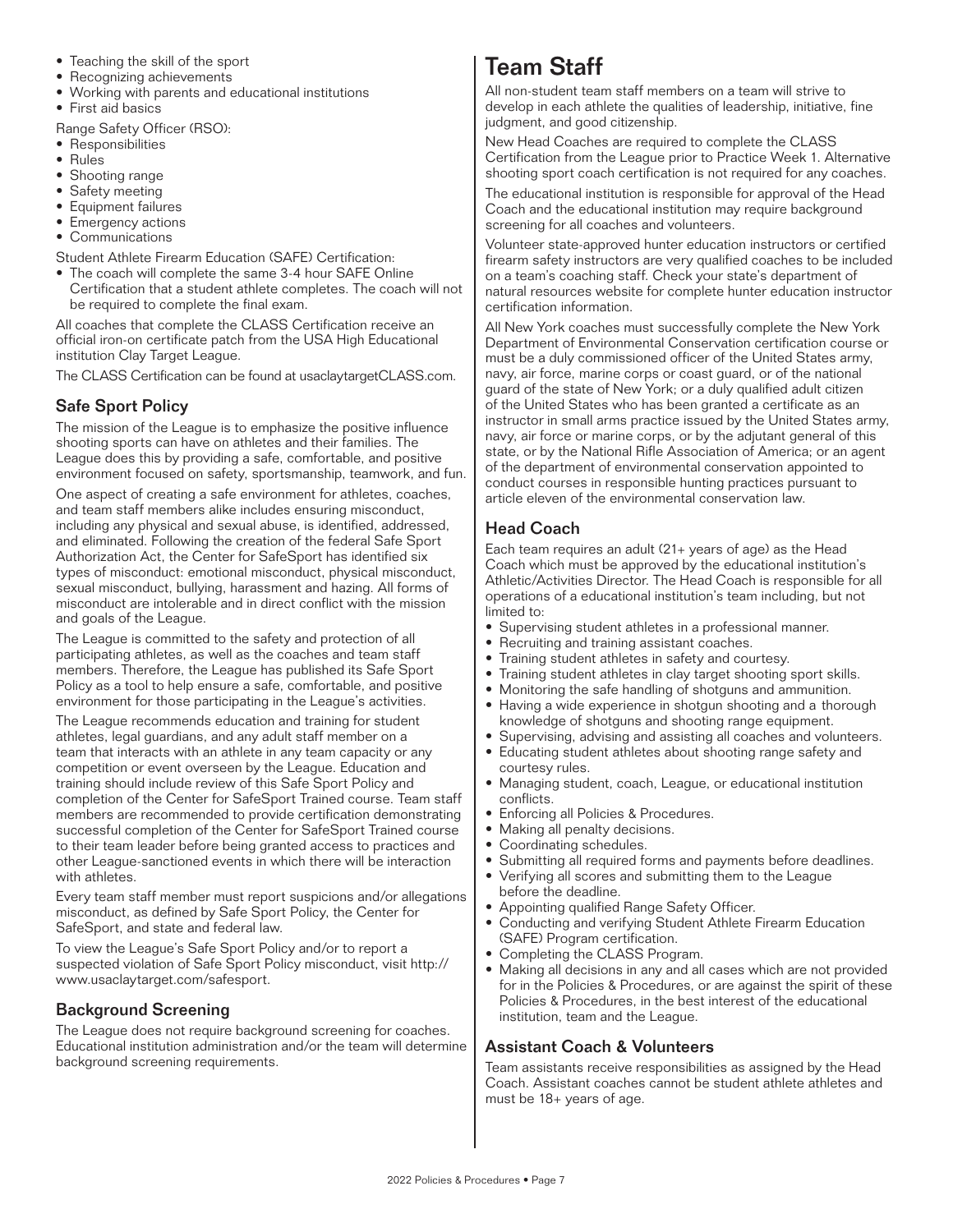- Teaching the skill of the sport
- Recognizing achievements
- Working with parents and educational institutions
- First aid basics

Range Safety Officer (RSO):

- Responsibilities
- Rules
- Shooting range
- Safety meeting
- Equipment failures
- Emergency actions
- Communications

Student Athlete Firearm Education (SAFE) Certification:

- The coach will complete the same 3-4 hour SAFE Online Certification that a student athlete completes. The coach will not be required to complete the final exam.

All coaches that complete the CLASS Certification receive an official iron-on certificate patch from the USA High Educational institution Clay Target League.

The CLASS Certification can be found at usaclaytargetCLASS.com.

### Safe Sport Policy

The mission of the League is to emphasize the positive influence shooting sports can have on athletes and their families. The League does this by providing a safe, comfortable, and positive environment focused on safety, sportsmanship, teamwork, and fun.

One aspect of creating a safe environment for athletes, coaches, and team staff members alike includes ensuring misconduct, including any physical and sexual abuse, is identified, addressed, and eliminated. Following the creation of the federal Safe Sport Authorization Act, the Center for SafeSport has identified six types of misconduct: emotional misconduct, physical misconduct, sexual misconduct, bullying, harassment and hazing. All forms of misconduct are intolerable and in direct conflict with the mission and goals of the League.

The League is committed to the safety and protection of all participating athletes, as well as the coaches and team staff members. Therefore, the League has published its Safe Sport Policy as a tool to help ensure a safe, comfortable, and positive environment for those participating in the League's activities.

The League recommends education and training for student athletes, legal guardians, and any adult staff member on a team that interacts with an athlete in any team capacity or any competition or event overseen by the League. Education and training should include review of this Safe Sport Policy and completion of the Center for SafeSport Trained course. Team staff members are recommended to provide certification demonstrating successful completion of the Center for SafeSport Trained course to their team leader before being granted access to practices and other League-sanctioned events in which there will be interaction with athletes.

Every team staff member must report suspicions and/or allegations misconduct, as defined by Safe Sport Policy, the Center for SafeSport, and state and federal law.

To view the League's Safe Sport Policy and/or to report a suspected violation of Safe Sport Policy misconduct, visit http://www.usaclaytarget.com/safesport.

### Background Screening

The League does not require background screening for coaches. Educational institution administration and/or the team will determine background screening requirements.

## Team Staff

All non-student team staff members on a team will strive to develop in each athlete the qualities of leadership, initiative, fine judgment, and good citizenship.

New Head Coaches are required to complete the CLASS Certification from the League prior to Practice Week 1. Alternative shooting sport coach certification is not required for any coaches.

The educational institution is responsible for approval of the Head Coach and the educational institution may require background screening for all coaches and volunteers.

Volunteer state-approved hunter education instructors or certified firearm safety instructors are very qualified coaches to be included on a team's coaching staff. Check your state's department of natural resources website for complete hunter education instructor certification information.

All New York coaches must successfully complete the New York Department of Environmental Conservation certification course or must be a duly commissioned officer of the United States army, navy, air force, marine corps or coast guard, or of the national guard of the state of New York; or a duly qualified adult citizen of the United States who has been granted a certificate as an instructor in small arms practice issued by the United States army, navy, air force or marine corps, or by the adjutant general of this state, or by the National Rifle Association of America; or an agent of the department of environmental conservation appointed to conduct courses in responsible hunting practices pursuant to article eleven of the environmental conservation law.

### Head Coach

Each team requires an adult (21+ years of age) as the Head Coach which must be approved by the educational institution's Athletic/Activities Director. The Head Coach is responsible for all operations of a educational institution's team including, but not limited to:

- Supervising student athletes in a professional manner.
- Recruiting and training assistant coaches.
- Training student athletes in safety and courtesy.
- Training student athletes in clay target shooting sport skills.
- Monitoring the safe handling of shotguns and ammunition.
- Having a wide experience in shotgun shooting and a thorough knowledge of shotguns and shooting range equipment.
- Supervising, advising and assisting all coaches and volunteers.
- Educating student athletes about shooting range safety and courtesy rules.
- Managing student, coach, League, or educational institution conflicts.
- Enforcing all Policies & Procedures.
- Making all penalty decisions.
- Coordinating schedules.
- Submitting all required forms and payments before deadlines.
- Verifying all scores and submitting them to the League before the deadline.
- Appointing qualified Range Safety Officer.
- Conducting and verifying Student Athlete Firearm Education (SAFE) Program certification.
- Completing the CLASS Program.
- Making all decisions in any and all cases which are not provided for in the Policies & Procedures, or are against the spirit of these Policies & Procedures, in the best interest of the educational institution, team and the League.

### Assistant Coach & Volunteers

Team assistants receive responsibilities as assigned by the Head Coach. Assistant coaches cannot be student athlete athletes and must be 18+ years of age.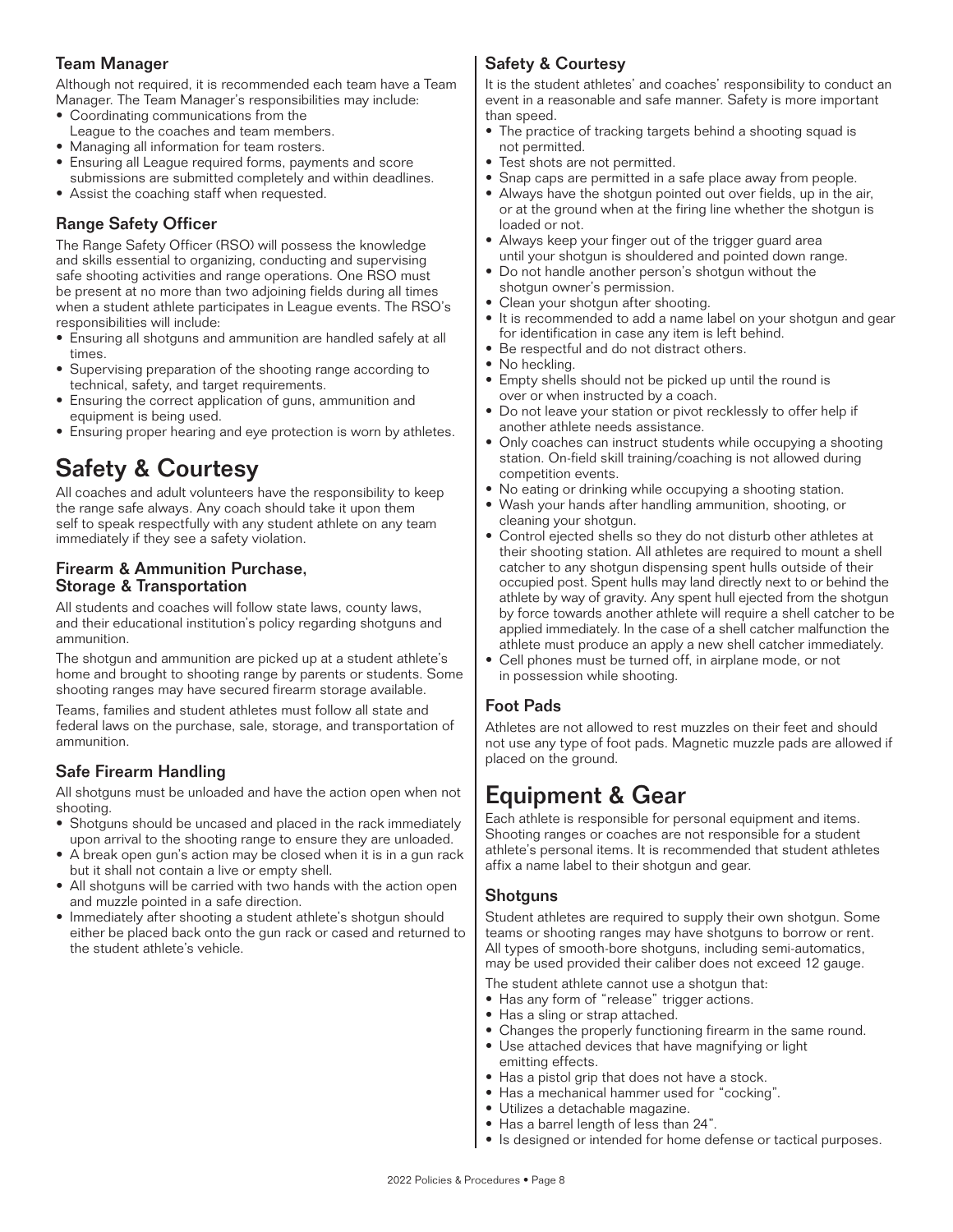### Team Manager

Although not required, it is recommended each team have a Team Manager. The Team Manager's responsibilities may include:

- Coordinating communications from the League to the coaches and team members.
- Managing all information for team rosters.
- Ensuring all League required forms, payments and score submissions are submitted completely and within deadlines.
- Assist the coaching staff when requested.

### Range Safety Officer

The Range Safety Officer (RSO) will possess the knowledge and skills essential to organizing, conducting and supervising safe shooting activities and range operations. One RSO must be present at no more than two adjoining fields during all times when a student athlete participates in League events. The RSO's responsibilities will include:

- Ensuring all shotguns and ammunition are handled safely at all times.
- Supervising preparation of the shooting range according to technical, safety, and target requirements.
- Ensuring the correct application of guns, ammunition and equipment is being used.
- Ensuring proper hearing and eye protection is worn by athletes.

# Safety & Courtesy

All coaches and adult volunteers have the responsibility to keep the range safe always. Any coach should take it upon them self to speak respectfully with any student athlete on any team immediately if they see a safety violation.

### Firearm & Ammunition Purchase, Storage & Transportation

All students and coaches will follow state laws, county laws, and their educational institution's policy regarding shotguns and ammunition.

The shotgun and ammunition are picked up at a student athlete's home and brought to shooting range by parents or students. Some shooting ranges may have secured firearm storage available.

Teams, families and student athletes must follow all state and federal laws on the purchase, sale, storage, and transportation of ammunition.

### Safe Firearm Handling

All shotguns must be unloaded and have the action open when not shooting.

- Shotguns should be uncased and placed in the rack immediately upon arrival to the shooting range to ensure they are unloaded.
- A break open gun's action may be closed when it is in a gun rack but it shall not contain a live or empty shell.
- All shotguns will be carried with two hands with the action open and muzzle pointed in a safe direction.
- Immediately after shooting a student athlete's shotgun should either be placed back onto the gun rack or cased and returned to the student athlete's vehicle.

### Safety & Courtesy

It is the student athletes' and coaches' responsibility to conduct an event in a reasonable and safe manner. Safety is more important than speed.

- The practice of tracking targets behind a shooting squad is not permitted.
- Test shots are not permitted.
- Snap caps are permitted in a safe place away from people.
- Always have the shotgun pointed out over fields, up in the air, or at the ground when at the firing line whether the shotgun is loaded or not.
- Always keep your finger out of the trigger guard area until your shotgun is shouldered and pointed down range.
- Do not handle another person's shotgun without the shotgun owner's permission.
- Clean your shotgun after shooting.
- It is recommended to add a name label on your shotgun and gear for identification in case any item is left behind.
- Be respectful and do not distract others.
- No heckling.
- Empty shells should not be picked up until the round is over or when instructed by a coach.
- Do not leave your station or pivot recklessly to offer help if another athlete needs assistance.
- Only coaches can instruct students while occupying a shooting station. On-field skill training/coaching is not allowed during competition events.
- No eating or drinking while occupying a shooting station.
- Wash your hands after handling ammunition, shooting, or cleaning your shotgun.
- Control ejected shells so they do not disturb other athletes at their shooting station. All athletes are required to mount a shell catcher to any shotgun dispensing spent hulls outside of their occupied post. Spent hulls may land directly next to or behind the athlete by way of gravity. Any spent hull ejected from the shotgun by force towards another athlete will require a shell catcher to be applied immediately. In the case of a shell catcher malfunction the athlete must produce an apply a new shell catcher immediately.
- Cell phones must be turned off, in airplane mode, or not in possession while shooting.

### Foot Pads

Athletes are not allowed to rest muzzles on their feet and should not use any type of foot pads. Magnetic muzzle pads are allowed if placed on the ground.

# Equipment & Gear

Each athlete is responsible for personal equipment and items. Shooting ranges or coaches are not responsible for a student athlete's personal items. It is recommended that student athletes affix a name label to their shotgun and gear.

### Shotguns

Student athletes are required to supply their own shotgun. Some teams or shooting ranges may have shotguns to borrow or rent. All types of smooth-bore shotguns, including semi-automatics, may be used provided their caliber does not exceed 12 gauge.

The student athlete cannot use a shotgun that:

- Has any form of "release" trigger actions.
- Has a sling or strap attached.
- Changes the properly functioning firearm in the same round.
- Use attached devices that have magnifying or light emitting effects.
- Has a pistol grip that does not have a stock.
- Has a mechanical hammer used for "cocking".
- Utilizes a detachable magazine.
- Has a barrel length of less than 24".
- Is designed or intended for home defense or tactical purposes.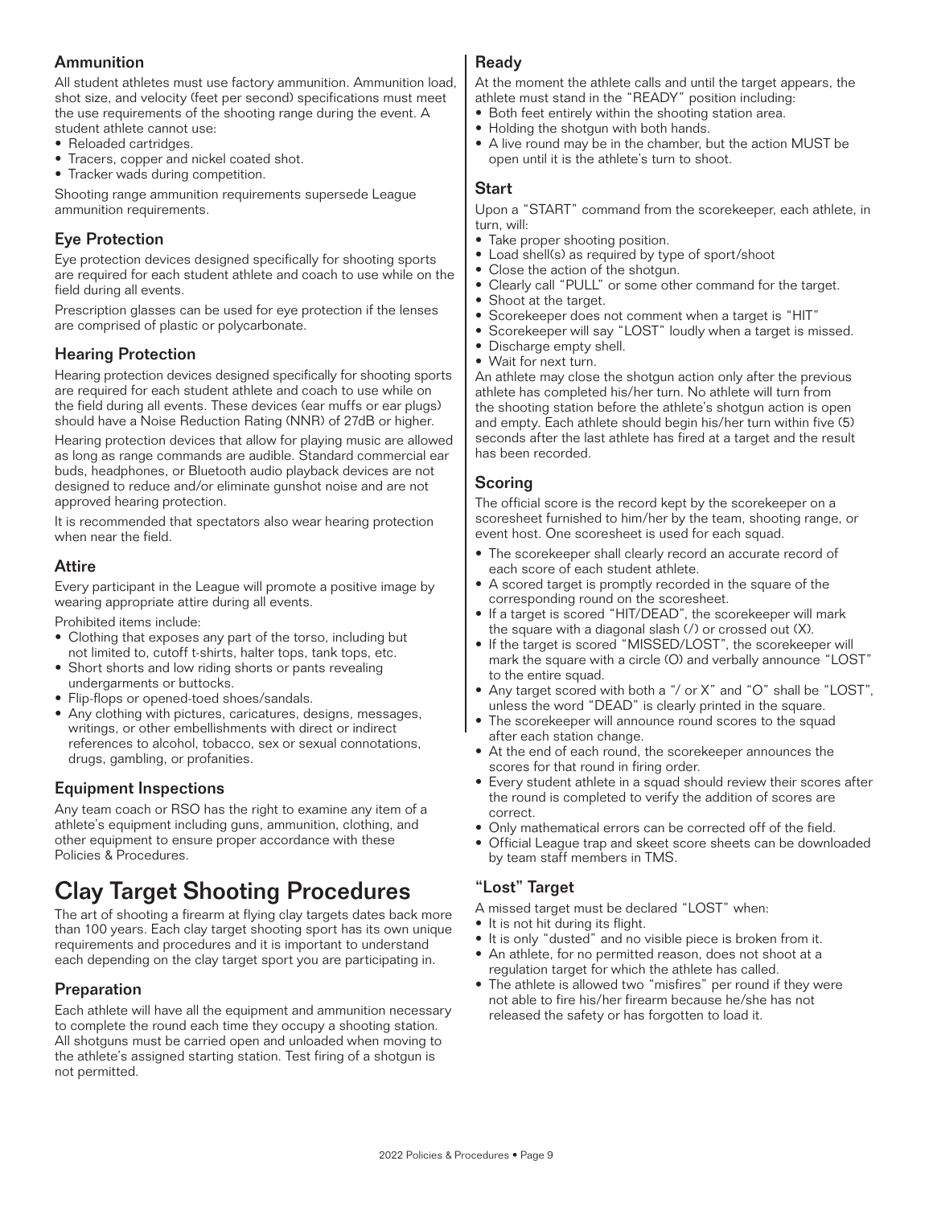### Ammunition

All student athletes must use factory ammunition. Ammunition load, shot size, and velocity (feet per second) specifications must meet the use requirements of the shooting range during the event. A student athlete cannot use:

- Reloaded cartridges.
- Tracers, copper and nickel coated shot.
- Tracker wads during competition.

Shooting range ammunition requirements supersede League ammunition requirements.

### Eye Protection

Eye protection devices designed specifically for shooting sports are required for each student athlete and coach to use while on the field during all events.

Prescription glasses can be used for eye protection if the lenses are comprised of plastic or polycarbonate.

### Hearing Protection

Hearing protection devices designed specifically for shooting sports are required for each student athlete and coach to use while on the field during all events. These devices (ear muffs or ear plugs) should have a Noise Reduction Rating (NNR) of 27dB or higher.

Hearing protection devices that allow for playing music are allowed as long as range commands are audible. Standard commercial ear buds, headphones, or Bluetooth audio playback devices are not designed to reduce and/or eliminate gunshot noise and are not approved hearing protection.

It is recommended that spectators also wear hearing protection when near the field.

### Attire

Every participant in the League will promote a positive image by wearing appropriate attire during all events.

Prohibited items include:

- Clothing that exposes any part of the torso, including but not limited to, cutoff t-shirts, halter tops, tank tops, etc.
- Short shorts and low riding shorts or pants revealing undergarments or buttocks.
- Flip-flops or opened-toed shoes/sandals.
- Any clothing with pictures, caricatures, designs, messages, writings, or other embellishments with direct or indirect references to alcohol, tobacco, sex or sexual connotations, drugs, gambling, or profanities.

### Equipment Inspections

Any team coach or RSO has the right to examine any item of a athlete's equipment including guns, ammunition, clothing, and other equipment to ensure proper accordance with these Policies & Procedures.

## Clay Target Shooting Procedures

The art of shooting a firearm at flying clay targets dates back more than 100 years. Each clay target shooting sport has its own unique requirements and procedures and it is important to understand each depending on the clay target sport you are participating in.

### Preparation

Each athlete will have all the equipment and ammunition necessary to complete the round each time they occupy a shooting station. All shotguns must be carried open and unloaded when moving to the athlete's assigned starting station. Test firing of a shotgun is not permitted.

### Ready

At the moment the athlete calls and until the target appears, the athlete must stand in the "READY" position including:

- Both feet entirely within the shooting station area.
- Holding the shotgun with both hands.
- A live round may be in the chamber, but the action MUST be open until it is the athlete's turn to shoot.

### Start

Upon a "START" command from the scorekeeper, each athlete, in turn, will:

- Take proper shooting position.
- Load shell(s) as required by type of sport/shoot
- Close the action of the shotgun.
- Clearly call "PULL" or some other command for the target.
- Shoot at the target.
- Scorekeeper does not comment when a target is "HIT"
- Scorekeeper will say "LOST" loudly when a target is missed.
- Discharge empty shell.
- Wait for next turn.

An athlete may close the shotgun action only after the previous athlete has completed his/her turn. No athlete will turn from the shooting station before the athlete's shotgun action is open and empty. Each athlete should begin his/her turn within five (5) seconds after the last athlete has fired at a target and the result has been recorded.

### Scoring

The official score is the record kept by the scorekeeper on a scoresheet furnished to him/her by the team, shooting range, or event host. One scoresheet is used for each squad.

- The scorekeeper shall clearly record an accurate record of each score of each student athlete.
- A scored target is promptly recorded in the square of the corresponding round on the scoresheet.
- If a target is scored "HIT/DEAD", the scorekeeper will mark the square with a diagonal slash (/) or crossed out (X).
- If the target is scored "MISSED/LOST", the scorekeeper will mark the square with a circle (O) and verbally announce "LOST" to the entire squad.
- Any target scored with both a "/ or X" and "O" shall be "LOST", unless the word "DEAD" is clearly printed in the square.
- The scorekeeper will announce round scores to the squad after each station change.
- At the end of each round, the scorekeeper announces the scores for that round in firing order.
- Every student athlete in a squad should review their scores after the round is completed to verify the addition of scores are correct.
- Only mathematical errors can be corrected off of the field.
- Official League trap and skeet score sheets can be downloaded by team staff members in TMS.

### "Lost" Target

A missed target must be declared "LOST" when:

- It is not hit during its flight.
- It is only "dusted" and no visible piece is broken from it.
- An athlete, for no permitted reason, does not shoot at a regulation target for which the athlete has called.
- The athlete is allowed two "misfires" per round if they were not able to fire his/her firearm because he/she has not released the safety or has forgotten to load it.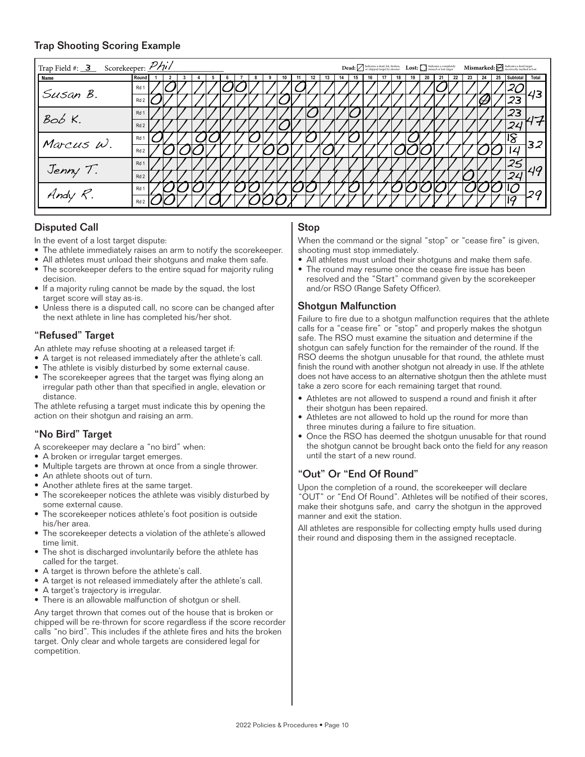## Trap Shooting Scoring Example

Trap Field #: 3 Scorekeeper: Phil

**Dead:** / Indicates a dead, hit, broken, or chipped target by shooter **Lost:** O Indicates a completely missed or lost target **Mismarked:** Ø Indicates a dead target incorrectly marked as lost

| Name | Round | 1 | 2 | 3 | 4 | 5 | 6 | 7 | 8 | 9 | 10 | 11 | 12 | 13 | 14 | 15 | 16 | 17 | 18 | 19 | 20 | 21 | 22 | 23 | 24 | 25 | Subtotal | Total |
|---|---|---|---|---|---|---|---|---|---|---|---|---|---|---|---|---|---|---|---|---|---|---|---|---|---|---|---|---|
| Susan B. | Rd 1 | / | O | / | / | / | O | O | / | / | / | O | / | / | / | / | / | / | / | / | / | O | / | / | / | / | 20 | 43 |
| | Rd 2 | O | / | / | / | / | / | / | / | / | O | / | / | / | / | / | / | / | / | / | / | / | / | / | Ø | / | 23 | |
| Bob K. | Rd 1 | / | / | / | / | / | / | / | / | / | / | / | O | / | / | O | / | / | / | / | / | / | / | / | / | / | 23 | 47 |
| | Rd 2 | / | / | / | / | / | / | / | / | / | O | / | / | / | / | / | / | / | / | / | / | / | / | / | / | / | 24 | |
| Marcus W. | Rd 1 | O | / | / | O | O | / | / | O | / | / | / | O | / | / | O | / | / | / | O | / | / | / | / | / | / | 18 | 32 |
| | Rd 2 | / | O | O | O | / | / | / | / | O | O | / | / | O | / | / | / | / | O | O | O | / | / | / | O | O | 14 | |
| Jenny T. | Rd 1 | / | / | / | / | / | / | / | / | / | / | / | / | / | / | / | / | / | / | / | / | / | / | / | / | O | 25 | 49 |
| | Rd 2 | / | / | / | / | / | / | / | / | / | / | / | / | / | / | / | / | / | / | / | / | / | / | O | / | / | 24 | |
| Andy R. | Rd 1 | / | O | O | O | / | / | O | O | / | / | O | O | / | / | O | / | / | O | O | O | O | / | O | O | O | 10 | 29 |
| | Rd 2 | O | O | / | / | O | / | / | O | O | O | / | / | / | / | / | / | / | / | / | / | / | / | / | / | / | 19 | |

### Disputed Call

In the event of a lost target dispute:

- The athlete immediately raises an arm to notify the scorekeeper.
- All athletes must unload their shotguns and make them safe.
- The scorekeeper defers to the entire squad for majority ruling decision.
- If a majority ruling cannot be made by the squad, the lost target score will stay as-is.
- Unless there is a disputed call, no score can be changed after the next athlete in line has completed his/her shot.

### "Refused" Target

An athlete may refuse shooting at a released target if:

- A target is not released immediately after the athlete's call.
- The athlete is visibly disturbed by some external cause.
- The scorekeeper agrees that the target was flying along an irregular path other than that specified in angle, elevation or distance.

The athlete refusing a target must indicate this by opening the action on their shotgun and raising an arm.

### "No Bird" Target

A scorekeeper may declare a "no bird" when:

- A broken or irregular target emerges.
- Multiple targets are thrown at once from a single thrower.
- An athlete shoots out of turn.
- Another athlete fires at the same target.
- The scorekeeper notices the athlete was visibly disturbed by some external cause.
- The scorekeeper notices athlete's foot position is outside his/her area.
- The scorekeeper detects a violation of the athlete's allowed time limit.
- The shot is discharged involuntarily before the athlete has called for the target.
- A target is thrown before the athlete's call.
- A target is not released immediately after the athlete's call.
- A target's trajectory is irregular.
- There is an allowable malfunction of shotgun or shell.

Any target thrown that comes out of the house that is broken or chipped will be re-thrown for score regardless if the score recorder calls "no bird". This includes if the athlete fires and hits the broken target. Only clear and whole targets are considered legal for competition.

### Stop

When the command or the signal "stop" or "cease fire" is given, shooting must stop immediately.

- All athletes must unload their shotguns and make them safe.
- The round may resume once the cease fire issue has been resolved and the "Start" command given by the scorekeeper and/or RSO (Range Safety Officer).

### Shotgun Malfunction

Failure to fire due to a shotgun malfunction requires that the athlete calls for a "cease fire" or "stop" and properly makes the shotgun safe. The RSO must examine the situation and determine if the shotgun can safely function for the remainder of the round. If the RSO deems the shotgun unusable for that round, the athlete must finish the round with another shotgun not already in use. If the athlete does not have access to an alternative shotgun then the athlete must take a zero score for each remaining target that round.

- Athletes are not allowed to suspend a round and finish it after their shotgun has been repaired.
- Athletes are not allowed to hold up the round for more than three minutes during a failure to fire situation.
- Once the RSO has deemed the shotgun unusable for that round the shotgun cannot be brought back onto the field for any reason until the start of a new round.

### "Out" Or "End Of Round"

Upon the completion of a round, the scorekeeper will declare "OUT" or "End Of Round". Athletes will be notified of their scores, make their shotguns safe, and carry the shotgun in the approved manner and exit the station.

All athletes are responsible for collecting empty hulls used during their round and disposing them in the assigned receptacle.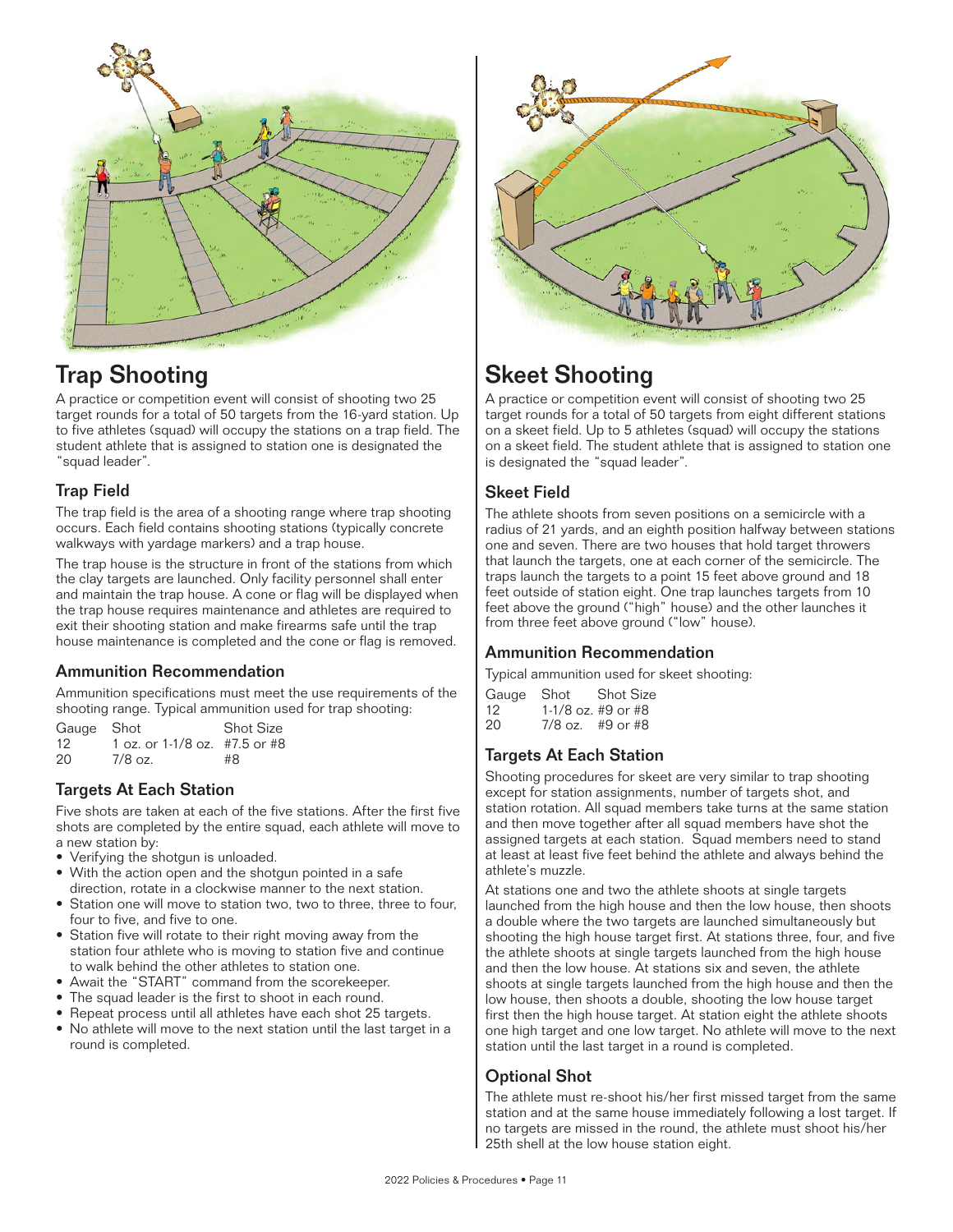## Trap Shooting

A practice or competition event will consist of shooting two 25 target rounds for a total of 50 targets from the 16-yard station. Up to five athletes (squad) will occupy the stations on a trap field. The student athlete that is assigned to station one is designated the "squad leader".

### Trap Field

The trap field is the area of a shooting range where trap shooting occurs. Each field contains shooting stations (typically concrete walkways with yardage markers) and a trap house.

The trap house is the structure in front of the stations from which the clay targets are launched. Only facility personnel shall enter and maintain the trap house. A cone or flag will be displayed when the trap house requires maintenance and athletes are required to exit their shooting station and make firearms safe until the trap house maintenance is completed and the cone or flag is removed.

### Ammunition Recommendation

Ammunition specifications must meet the use requirements of the shooting range. Typical ammunition used for trap shooting:

| Gauge | Shot | Shot Size |
|---|---|---|
| 12 | 1 oz. or 1-1/8 oz. | #7.5 or #8 |
| 20 | 7/8 oz. | #8 |

### Targets At Each Station

Five shots are taken at each of the five stations. After the first five shots are completed by the entire squad, each athlete will move to a new station by:

- Verifying the shotgun is unloaded.
- With the action open and the shotgun pointed in a safe direction, rotate in a clockwise manner to the next station.
- Station one will move to station two, two to three, three to four, four to five, and five to one.
- Station five will rotate to their right moving away from the station four athlete who is moving to station five and continue to walk behind the other athletes to station one.
- Await the "START" command from the scorekeeper.
- The squad leader is the first to shoot in each round.
- Repeat process until all athletes have each shot 25 targets.
- No athlete will move to the next station until the last target in a round is completed.

## Skeet Shooting

A practice or competition event will consist of shooting two 25 target rounds for a total of 50 targets from eight different stations on a skeet field. Up to 5 athletes (squad) will occupy the stations on a skeet field. The student athlete that is assigned to station one is designated the "squad leader".

### Skeet Field

The athlete shoots from seven positions on a semicircle with a radius of 21 yards, and an eighth position halfway between stations one and seven. There are two houses that hold target throwers that launch the targets, one at each corner of the semicircle. The traps launch the targets to a point 15 feet above ground and 18 feet outside of station eight. One trap launches targets from 10 feet above the ground ("high" house) and the other launches it from three feet above ground ("low" house).

### Ammunition Recommendation

Typical ammunition used for skeet shooting:

| Gauge | Shot | Shot Size |
|---|---|---|
| 12 | 1-1/8 oz. | #9 or #8 |
| 20 | 7/8 oz. | #9 or #8 |

### Targets At Each Station

Shooting procedures for skeet are very similar to trap shooting except for station assignments, number of targets shot, and station rotation. All squad members take turns at the same station and then move together after all squad members have shot the assigned targets at each station. Squad members need to stand at least at least five feet behind the athlete and always behind the athlete's muzzle.

At stations one and two the athlete shoots at single targets launched from the high house and then the low house, then shoots a double where the two targets are launched simultaneously but shooting the high house target first. At stations three, four, and five the athlete shoots at single targets launched from the high house and then the low house. At stations six and seven, the athlete shoots at single targets launched from the high house and then the low house, then shoots a double, shooting the low house target first then the high house target. At station eight the athlete shoots one high target and one low target. No athlete will move to the next station until the last target in a round is completed.

### Optional Shot

The athlete must re-shoot his/her first missed target from the same station and at the same house immediately following a lost target. If no targets are missed in the round, the athlete must shoot his/her 25th shell at the low house station eight.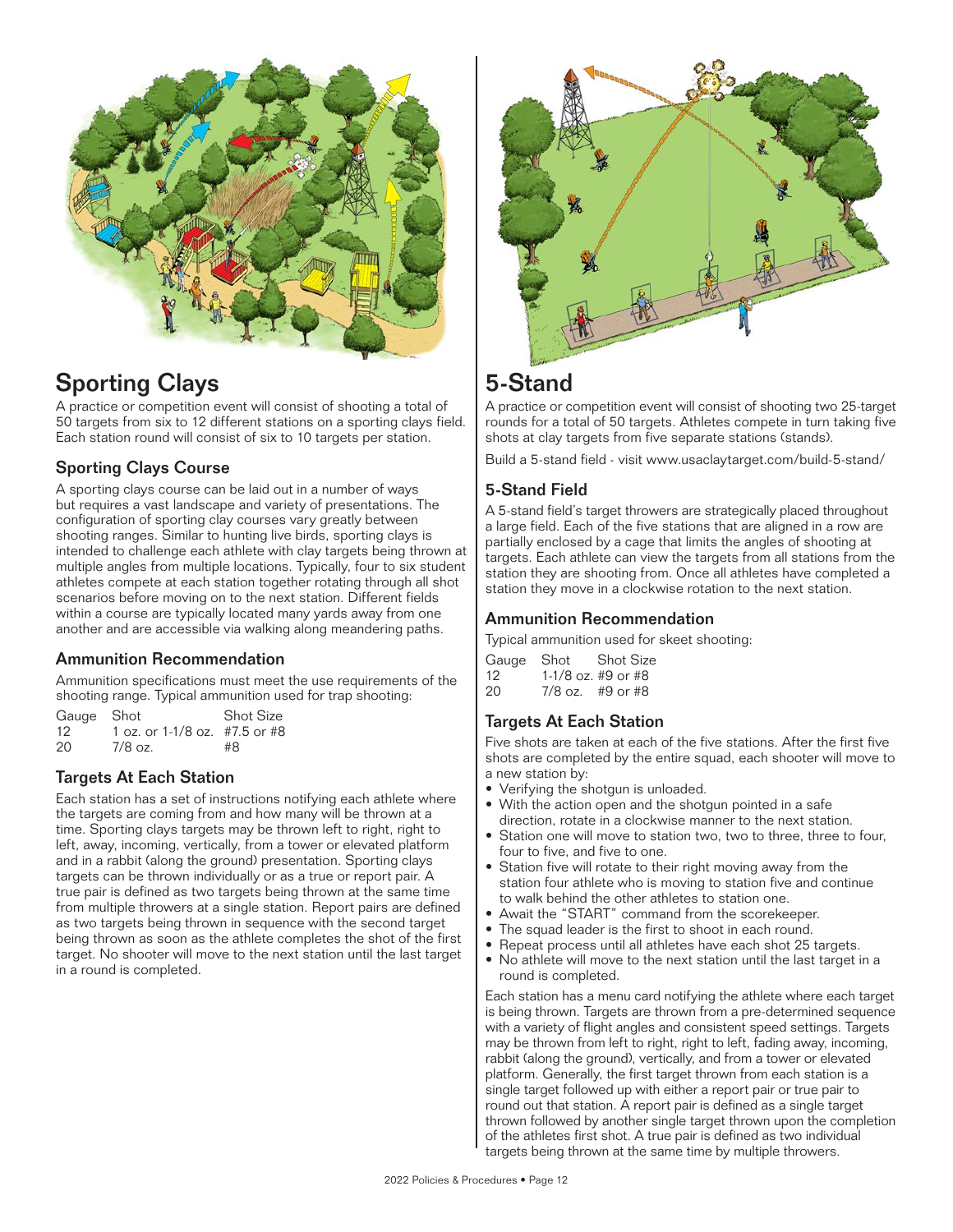## Sporting Clays

A practice or competition event will consist of shooting a total of 50 targets from six to 12 different stations on a sporting clays field. Each station round will consist of six to 10 targets per station.

### Sporting Clays Course

A sporting clays course can be laid out in a number of ways but requires a vast landscape and variety of presentations. The configuration of sporting clay courses vary greatly between shooting ranges. Similar to hunting live birds, sporting clays is intended to challenge each athlete with clay targets being thrown at multiple angles from multiple locations. Typically, four to six student athletes compete at each station together rotating through all shot scenarios before moving on to the next station. Different fields within a course are typically located many yards away from one another and are accessible via walking along meandering paths.

### Ammunition Recommendation

Ammunition specifications must meet the use requirements of the shooting range. Typical ammunition used for trap shooting:

| Gauge | Shot | Shot Size |
|---|---|---|
| 12 | 1 oz. or 1-1/8 oz. | #7.5 or #8 |
| 20 | 7/8 oz. | #8 |

### Targets At Each Station

Each station has a set of instructions notifying each athlete where the targets are coming from and how many will be thrown at a time. Sporting clays targets may be thrown left to right, right to left, away, incoming, vertically, from a tower or elevated platform and in a rabbit (along the ground) presentation. Sporting clays targets can be thrown individually or as a true or report pair. A true pair is defined as two targets being thrown at the same time from multiple throwers at a single station. Report pairs are defined as two targets being thrown in sequence with the second target being thrown as soon as the athlete completes the shot of the first target. No shooter will move to the next station until the last target in a round is completed.

## 5-Stand

A practice or competition event will consist of shooting two 25-target rounds for a total of 50 targets. Athletes compete in turn taking five shots at clay targets from five separate stations (stands).

Build a 5-stand field - visit www.usaclaytarget.com/build-5-stand/

### 5-Stand Field

A 5-stand field's target throwers are strategically placed throughout a large field. Each of the five stations that are aligned in a row are partially enclosed by a cage that limits the angles of shooting at targets. Each athlete can view the targets from all stations from the station they are shooting from. Once all athletes have completed a station they move in a clockwise rotation to the next station.

### Ammunition Recommendation

Typical ammunition used for skeet shooting:

| Gauge | Shot | Shot Size |
|---|---|---|
| 12 | 1-1/8 oz. | #9 or #8 |
| 20 | 7/8 oz. | #9 or #8 |

### Targets At Each Station

Five shots are taken at each of the five stations. After the first five shots are completed by the entire squad, each shooter will move to a new station by:

- Verifying the shotgun is unloaded.
- With the action open and the shotgun pointed in a safe direction, rotate in a clockwise manner to the next station.
- Station one will move to station two, two to three, three to four, four to five, and five to one.
- Station five will rotate to their right moving away from the station four athlete who is moving to station five and continue to walk behind the other athletes to station one.
- Await the "START" command from the scorekeeper.
- The squad leader is the first to shoot in each round.
- Repeat process until all athletes have each shot 25 targets.
- No athlete will move to the next station until the last target in a round is completed.

Each station has a menu card notifying the athlete where each target is being thrown. Targets are thrown from a pre-determined sequence with a variety of flight angles and consistent speed settings. Targets may be thrown from left to right, right to left, fading away, incoming, rabbit (along the ground), vertically, and from a tower or elevated platform. Generally, the first target thrown from each station is a single target followed up with either a report pair or true pair to round out that station. A report pair is defined as a single target thrown followed by another single target thrown upon the completion of the athletes first shot. A true pair is defined as two individual targets being thrown at the same time by multiple throwers.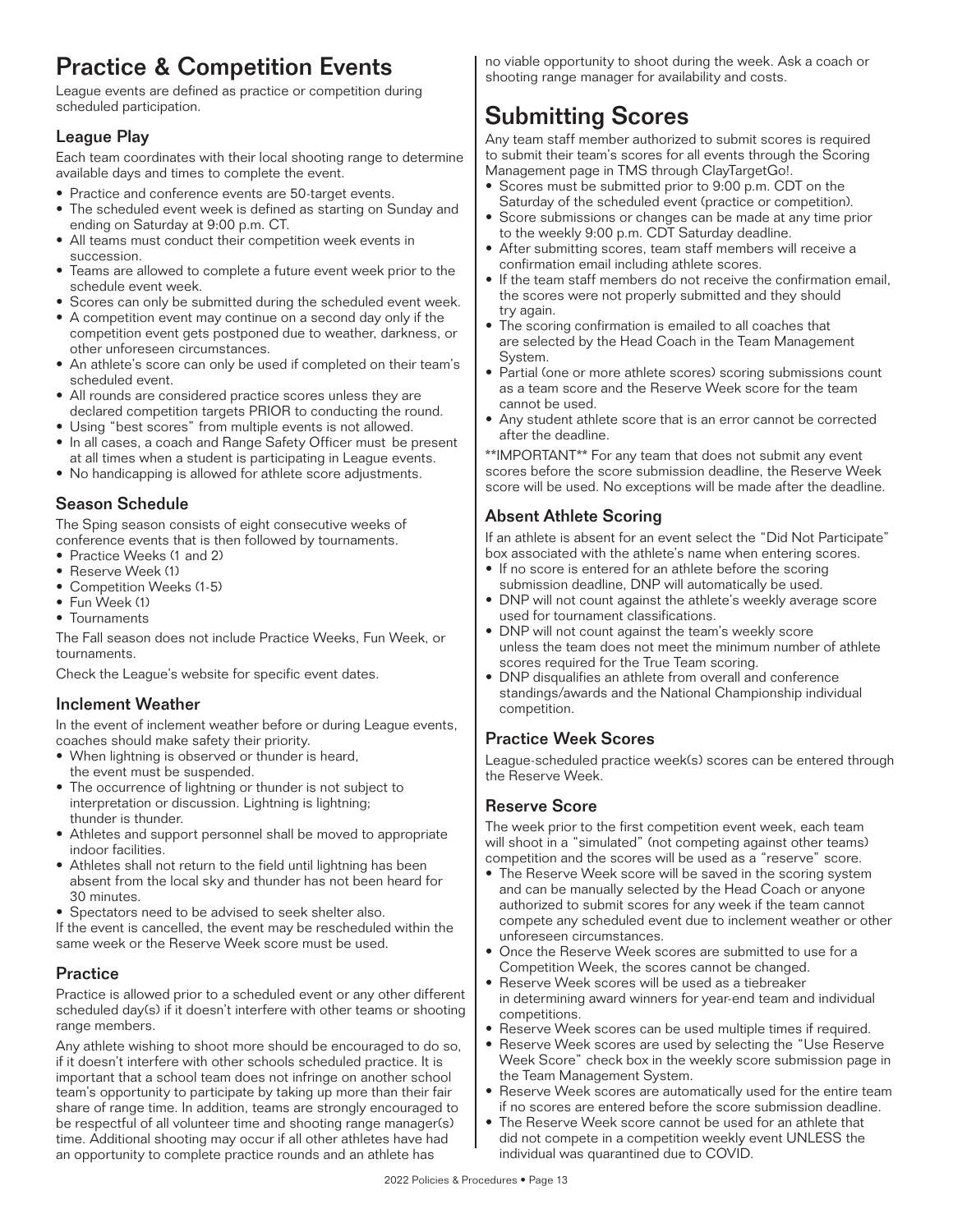# Practice & Competition Events

League events are defined as practice or competition during scheduled participation.

## League Play

Each team coordinates with their local shooting range to determine available days and times to complete the event.

- Practice and conference events are 50-target events.
- The scheduled event week is defined as starting on Sunday and ending on Saturday at 9:00 p.m. CT.
- All teams must conduct their competition week events in succession.
- Teams are allowed to complete a future event week prior to the schedule event week.
- Scores can only be submitted during the scheduled event week.
- A competition event may continue on a second day only if the competition event gets postponed due to weather, darkness, or other unforeseen circumstances.
- An athlete's score can only be used if completed on their team's scheduled event.
- All rounds are considered practice scores unless they are declared competition targets PRIOR to conducting the round.
- Using "best scores" from multiple events is not allowed.
- In all cases, a coach and Range Safety Officer must be present at all times when a student is participating in League events.
- No handicapping is allowed for athlete score adjustments.

## Season Schedule

The Sping season consists of eight consecutive weeks of conference events that is then followed by tournaments.

- Practice Weeks (1 and 2)
- Reserve Week (1)
- Competition Weeks (1-5)
- Fun Week (1)
- Tournaments

The Fall season does not include Practice Weeks, Fun Week, or tournaments.

Check the League's website for specific event dates.

## Inclement Weather

In the event of inclement weather before or during League events, coaches should make safety their priority.

- When lightning is observed or thunder is heard, the event must be suspended.
- The occurrence of lightning or thunder is not subject to interpretation or discussion. Lightning is lightning; thunder is thunder.
- Athletes and support personnel shall be moved to appropriate indoor facilities.
- Athletes shall not return to the field until lightning has been absent from the local sky and thunder has not been heard for 30 minutes.
- Spectators need to be advised to seek shelter also.

If the event is cancelled, the event may be rescheduled within the same week or the Reserve Week score must be used.

## Practice

Practice is allowed prior to a scheduled event or any other different scheduled day(s) if it doesn't interfere with other teams or shooting range members.

Any athlete wishing to shoot more should be encouraged to do so, if it doesn't interfere with other schools scheduled practice. It is important that a school team does not infringe on another school team's opportunity to participate by taking up more than their fair share of range time. In addition, teams are strongly encouraged to be respectful of all volunteer time and shooting range manager(s) time. Additional shooting may occur if all other athletes have had an opportunity to complete practice rounds and an athlete has no viable opportunity to shoot during the week. Ask a coach or shooting range manager for availability and costs.

# Submitting Scores

Any team staff member authorized to submit scores is required to submit their team's scores for all events through the Scoring Management page in TMS through ClayTargetGo!.

- Scores must be submitted prior to 9:00 p.m. CDT on the Saturday of the scheduled event (practice or competition).
- Score submissions or changes can be made at any time prior to the weekly 9:00 p.m. CDT Saturday deadline.
- After submitting scores, team staff members will receive a confirmation email including athlete scores.
- If the team staff members do not receive the confirmation email, the scores were not properly submitted and they should try again.
- The scoring confirmation is emailed to all coaches that are selected by the Head Coach in the Team Management System.
- Partial (one or more athlete scores) scoring submissions count as a team score and the Reserve Week score for the team cannot be used.
- Any student athlete score that is an error cannot be corrected after the deadline.

**IMPORTANT** For any team that does not submit any event scores before the score submission deadline, the Reserve Week score will be used. No exceptions will be made after the deadline.

## Absent Athlete Scoring

If an athlete is absent for an event select the "Did Not Participate" box associated with the athlete's name when entering scores.

- If no score is entered for an athlete before the scoring submission deadline, DNP will automatically be used.
- DNP will not count against the athlete's weekly average score used for tournament classifications.
- DNP will not count against the team's weekly score unless the team does not meet the minimum number of athlete scores required for the True Team scoring.
- DNP disqualifies an athlete from overall and conference standings/awards and the National Championship individual competition.

## Practice Week Scores

League-scheduled practice week(s) scores can be entered through the Reserve Week.

## Reserve Score

The week prior to the first competition event week, each team will shoot in a "simulated" (not competing against other teams) competition and the scores will be used as a "reserve" score.

- The Reserve Week score will be saved in the scoring system and can be manually selected by the Head Coach or anyone authorized to submit scores for any week if the team cannot compete any scheduled event due to inclement weather or other unforeseen circumstances.
- Once the Reserve Week scores are submitted to use for a Competition Week, the scores cannot be changed.
- Reserve Week scores will be used as a tiebreaker in determining award winners for year-end team and individual competitions.
- Reserve Week scores can be used multiple times if required.
- Reserve Week scores are used by selecting the "Use Reserve Week Score" check box in the weekly score submission page in the Team Management System.
- Reserve Week scores are automatically used for the entire team if no scores are entered before the score submission deadline.
- The Reserve Week score cannot be used for an athlete that did not compete in a competition weekly event UNLESS the individual was quarantined due to COVID.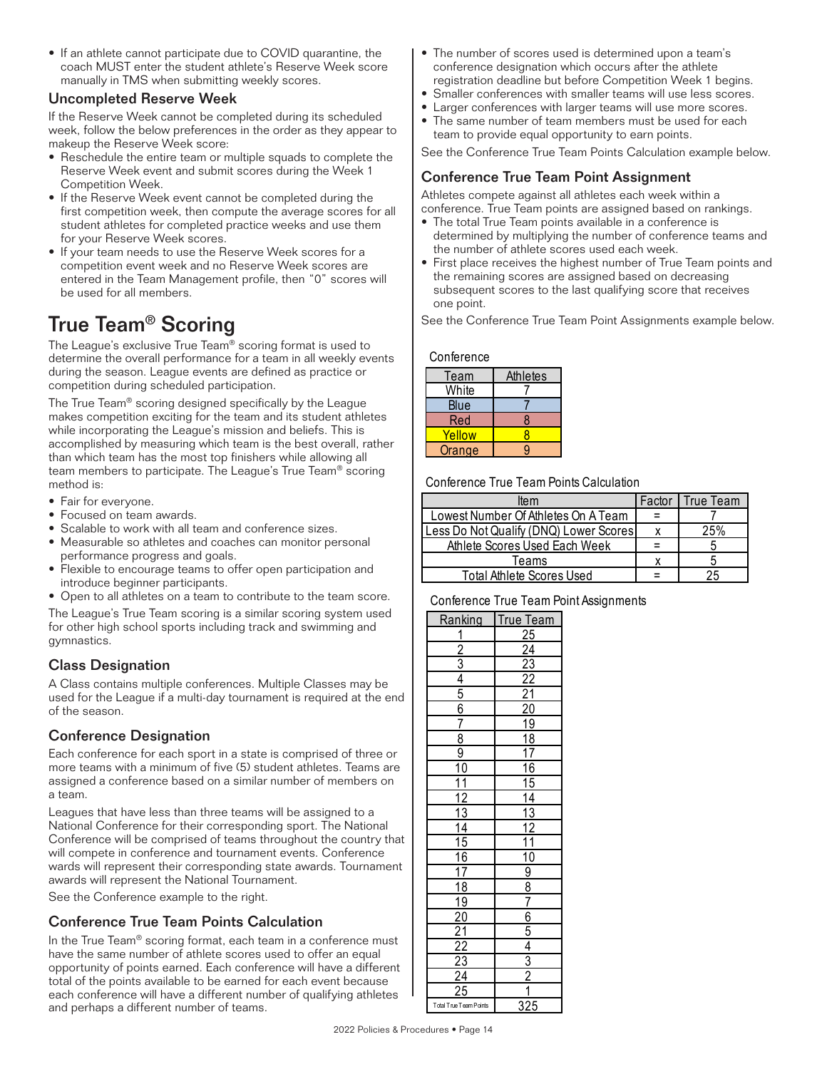- If an athlete cannot participate due to COVID quarantine, the coach MUST enter the student athlete's Reserve Week score manually in TMS when submitting weekly scores.

### Uncompleted Reserve Week

If the Reserve Week cannot be completed during its scheduled week, follow the below preferences in the order as they appear to makeup the Reserve Week score:

- Reschedule the entire team or multiple squads to complete the Reserve Week event and submit scores during the Week 1 Competition Week.
- If the Reserve Week event cannot be completed during the first competition week, then compute the average scores for all student athletes for completed practice weeks and use them for your Reserve Week scores.
- If your team needs to use the Reserve Week scores for a competition event week and no Reserve Week scores are entered in the Team Management profile, then "0" scores will be used for all members.

## True Team® Scoring

The League's exclusive True Team® scoring format is used to determine the overall performance for a team in all weekly events during the season. League events are defined as practice or competition during scheduled participation.

The True Team® scoring designed specifically by the League makes competition exciting for the team and its student athletes while incorporating the League's mission and beliefs. This is accomplished by measuring which team is the best overall, rather than which team has the most top finishers while allowing all team members to participate. The League's True Team® scoring method is:

- Fair for everyone.
- Focused on team awards.
- Scalable to work with all team and conference sizes.
- Measurable so athletes and coaches can monitor personal performance progress and goals.
- Flexible to encourage teams to offer open participation and introduce beginner participants.
- Open to all athletes on a team to contribute to the team score.

The League's True Team scoring is a similar scoring system used for other high school sports including track and swimming and gymnastics.

### Class Designation

A Class contains multiple conferences. Multiple Classes may be used for the League if a multi-day tournament is required at the end of the season.

### Conference Designation

Each conference for each sport in a state is comprised of three or more teams with a minimum of five (5) student athletes. Teams are assigned a conference based on a similar number of members on a team.

Leagues that have less than three teams will be assigned to a National Conference for their corresponding sport. The National Conference will be comprised of teams throughout the country that will compete in conference and tournament events. Conference wards will represent their corresponding state awards. Tournament awards will represent the National Tournament.

See the Conference example to the right.

### Conference True Team Points Calculation

In the True Team® scoring format, each team in a conference must have the same number of athlete scores used to offer an equal opportunity of points earned. Each conference will have a different total of the points available to be earned for each event because each conference will have a different number of qualifying athletes and perhaps a different number of teams.

- The number of scores used is determined upon a team's conference designation which occurs after the athlete registration deadline but before Competition Week 1 begins.
- Smaller conferences with smaller teams will use less scores.
- Larger conferences with larger teams will use more scores.
- The same number of team members must be used for each team to provide equal opportunity to earn points.

See the Conference True Team Points Calculation example below.

### Conference True Team Point Assignment

Athletes compete against all athletes each week within a conference. True Team points are assigned based on rankings.

- The total True Team points available in a conference is determined by multiplying the number of conference teams and the number of athlete scores used each week.
- First place receives the highest number of True Team points and the remaining scores are assigned based on decreasing subsequent scores to the last qualifying score that receives one point.

See the Conference True Team Point Assignments example below.

Conference

| Team | Athletes |
|---|---|
| White | 7 |
| Blue | 7 |
| Red | 8 |
| Yellow | 8 |
| Orange | 9 |

Conference True Team Points Calculation

| Item | Factor | True Team |
|---|---|---|
| Lowest Number Of Athletes On A Team | = | 7 |
| Less Do Not Qualify (DNQ) Lower Scores | x | 25% |
| Athlete Scores Used Each Week | = | 5 |
| Teams | x | 5 |
| Total Athlete Scores Used | = | 25 |

Conference True Team Point Assignments

| Ranking | True Team |
|---|---|
| 1 | 25 |
| 2 | 24 |
| 3 | 23 |
| 4 | 22 |
| 5 | 21 |
| 6 | 20 |
| 7 | 19 |
| 8 | 18 |
| 9 | 17 |
| 10 | 16 |
| 11 | 15 |
| 12 | 14 |
| 13 | 13 |
| 14 | 12 |
| 15 | 11 |
| 16 | 10 |
| 17 | 9 |
| 18 | 8 |
| 19 | 7 |
| 20 | 6 |
| 21 | 5 |
| 22 | 4 |
| 23 | 3 |
| 24 | 2 |
| 25 | 1 |
| Total True Team Points | 325 |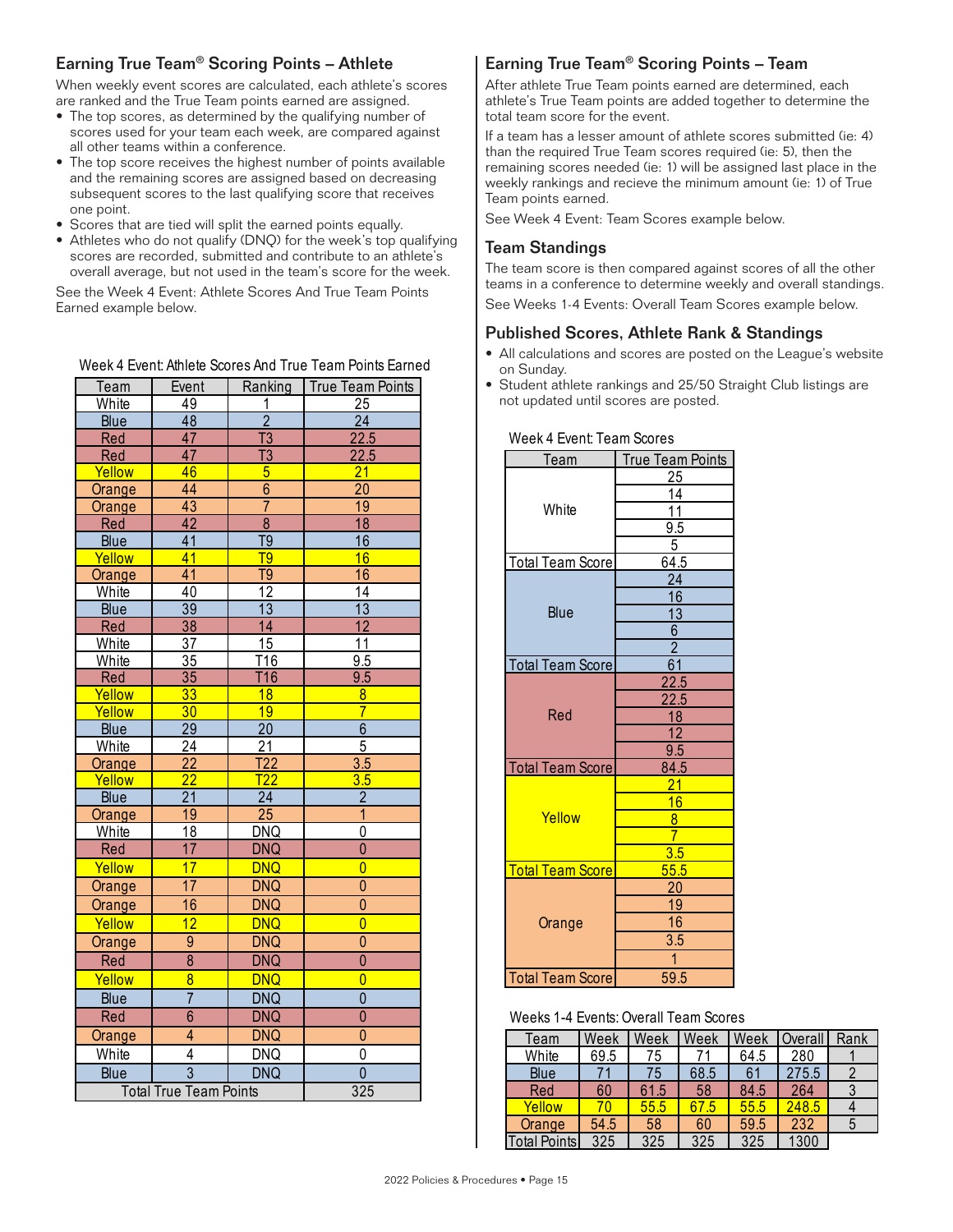## Earning True Team® Scoring Points – Athlete

When weekly event scores are calculated, each athlete's scores are ranked and the True Team points earned are assigned.

- The top scores, as determined by the qualifying number of scores used for your team each week, are compared against all other teams within a conference.
- The top score receives the highest number of points available and the remaining scores are assigned based on decreasing subsequent scores to the last qualifying score that receives one point.
- Scores that are tied will split the earned points equally.
- Athletes who do not qualify (DNQ) for the week's top qualifying scores are recorded, submitted and contribute to an athlete's overall average, but not used in the team's score for the week.

See the Week 4 Event: Athlete Scores And True Team Points Earned example below.

Week 4 Event: Athlete Scores And True Team Points Earned

| Team | Event | Ranking | True Team Points |
|---|---|---|---|
| White | 49 | 1 | 25 |
| Blue | 48 | 2 | 24 |
| Red | 47 | T3 | 22.5 |
| Red | 47 | T3 | 22.5 |
| Yellow | 46 | 5 | 21 |
| Orange | 44 | 6 | 20 |
| Orange | 43 | 7 | 19 |
| Red | 42 | 8 | 18 |
| Blue | 41 | T9 | 16 |
| Yellow | 41 | T9 | 16 |
| Orange | 41 | T9 | 16 |
| White | 40 | 12 | 14 |
| Blue | 39 | 13 | 13 |
| Red | 38 | 14 | 12 |
| White | 37 | 15 | 11 |
| White | 35 | T16 | 9.5 |
| Red | 35 | T16 | 9.5 |
| Yellow | 33 | 18 | 8 |
| Yellow | 30 | 19 | 7 |
| Blue | 29 | 20 | 6 |
| White | 24 | 21 | 5 |
| Orange | 22 | T22 | 3.5 |
| Yellow | 22 | T22 | 3.5 |
| Blue | 21 | 24 | 2 |
| Orange | 19 | 25 | 1 |
| White | 18 | DNQ | 0 |
| Red | 17 | DNQ | 0 |
| Yellow | 17 | DNQ | 0 |
| Orange | 17 | DNQ | 0 |
| Orange | 16 | DNQ | 0 |
| Yellow | 12 | DNQ | 0 |
| Orange | 9 | DNQ | 0 |
| Red | 8 | DNQ | 0 |
| Yellow | 8 | DNQ | 0 |
| Blue | 7 | DNQ | 0 |
| Red | 6 | DNQ | 0 |
| Orange | 4 | DNQ | 0 |
| White | 4 | DNQ | 0 |
| Blue | 3 | DNQ | 0 |
| Total True Team Points | | | 325 |

## Earning True Team® Scoring Points – Team

After athlete True Team points earned are determined, each athlete's True Team points are added together to determine the total team score for the event.

If a team has a lesser amount of athlete scores submitted (ie: 4) than the required True Team scores required (ie: 5), then the remaining scores needed (ie: 1) will be assigned last place in the weekly rankings and recieve the minimum amount (ie: 1) of True Team points earned.

See Week 4 Event: Team Scores example below.

## Team Standings

The team score is then compared against scores of all the other teams in a conference to determine weekly and overall standings.

See Weeks 1-4 Events: Overall Team Scores example below.

## Published Scores, Athlete Rank & Standings

- All calculations and scores are posted on the League's website on Sunday.
- Student athlete rankings and 25/50 Straight Club listings are not updated until scores are posted.

Week 4 Event: Team Scores

| Team | True Team Points |
|---|---|
| White | 25 |
| | 14 |
| | 11 |
| | 9.5 |
| | 5 |
| Total Team Score | 64.5 |
| Blue | 24 |
| | 16 |
| | 13 |
| | 6 |
| | 2 |
| Total Team Score | 61 |
| Red | 22.5 |
| | 22.5 |
| | 18 |
| | 12 |
| | 9.5 |
| Total Team Score | 84.5 |
| Yellow | 21 |
| | 16 |
| | 8 |
| | 7 |
| | 3.5 |
| Total Team Score | 55.5 |
| Orange | 20 |
| | 19 |
| | 16 |
| | 3.5 |
| | 1 |
| Total Team Score | 59.5 |

Weeks 1-4 Events: Overall Team Scores

| Team | Week | Week | Week | Week | Overall | Rank |
|---|---|---|---|---|---|---|
| White | 69.5 | 75 | 71 | 64.5 | 280 | 1 |
| Blue | 71 | 75 | 68.5 | 61 | 275.5 | 2 |
| Red | 60 | 61.5 | 58 | 84.5 | 264 | 3 |
| Yellow | 70 | 55.5 | 67.5 | 55.5 | 248.5 | 4 |
| Orange | 54.5 | 58 | 60 | 59.5 | 232 | 5 |
| Total Points | 325 | 325 | 325 | 325 | 1300 | |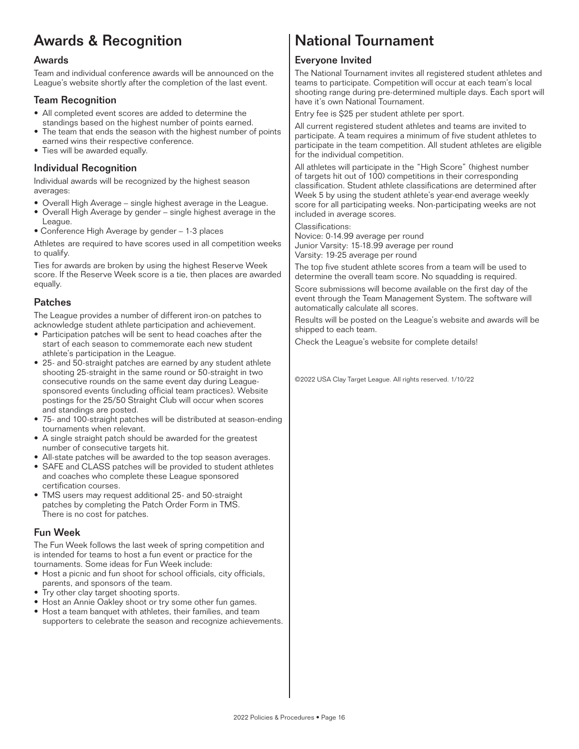# Awards & Recognition

## Awards

Team and individual conference awards will be announced on the League's website shortly after the completion of the last event.

## Team Recognition

- All completed event scores are added to determine the standings based on the highest number of points earned.
- The team that ends the season with the highest number of points earned wins their respective conference.
- Ties will be awarded equally.

## Individual Recognition

Individual awards will be recognized by the highest season averages:

- Overall High Average – single highest average in the League.
- Overall High Average by gender – single highest average in the League.
- Conference High Average by gender – 1-3 places

Athletes are required to have scores used in all competition weeks to qualify.

Ties for awards are broken by using the highest Reserve Week score. If the Reserve Week score is a tie, then places are awarded equally.

## Patches

The League provides a number of different iron-on patches to acknowledge student athlete participation and achievement.

- Participation patches will be sent to head coaches after the start of each season to commemorate each new student athlete's participation in the League.
- 25- and 50-straight patches are earned by any student athlete shooting 25-straight in the same round or 50-straight in two consecutive rounds on the same event day during League-sponsored events (including official team practices). Website postings for the 25/50 Straight Club will occur when scores and standings are posted.
- 75- and 100-straight patches will be distributed at season-ending tournaments when relevant.
- A single straight patch should be awarded for the greatest number of consecutive targets hit.
- All-state patches will be awarded to the top season averages.
- SAFE and CLASS patches will be provided to student athletes and coaches who complete these League sponsored certification courses.
- TMS users may request additional 25- and 50-straight patches by completing the Patch Order Form in TMS. There is no cost for patches.

## Fun Week

The Fun Week follows the last week of spring competition and is intended for teams to host a fun event or practice for the tournaments. Some ideas for Fun Week include:

- Host a picnic and fun shoot for school officials, city officials, parents, and sponsors of the team.
- Try other clay target shooting sports.
- Host an Annie Oakley shoot or try some other fun games.
- Host a team banquet with athletes, their families, and team supporters to celebrate the season and recognize achievements.

# National Tournament

## Everyone Invited

The National Tournament invites all registered student athletes and teams to participate. Competition will occur at each team's local shooting range during pre-determined multiple days. Each sport will have it's own National Tournament.

Entry fee is $25 per student athlete per sport.

All current registered student athletes and teams are invited to participate. A team requires a minimum of five student athletes to participate in the team competition. All student athletes are eligible for the individual competition.

All athletes will participate in the "High Score" (highest number of targets hit out of 100) competitions in their corresponding classification. Student athlete classifications are determined after Week 5 by using the student athlete's year-end average weekly score for all participating weeks. Non-participating weeks are not included in average scores.

Classifications:
Novice: 0-14.99 average per round
Junior Varsity: 15-18.99 average per round
Varsity: 19-25 average per round

The top five student athlete scores from a team will be used to determine the overall team score. No squadding is required.

Score submissions will become available on the first day of the event through the Team Management System. The software will automatically calculate all scores.

Results will be posted on the League's website and awards will be shipped to each team.

Check the League's website for complete details!

©2022 USA Clay Target League. All rights reserved. 1/10/22